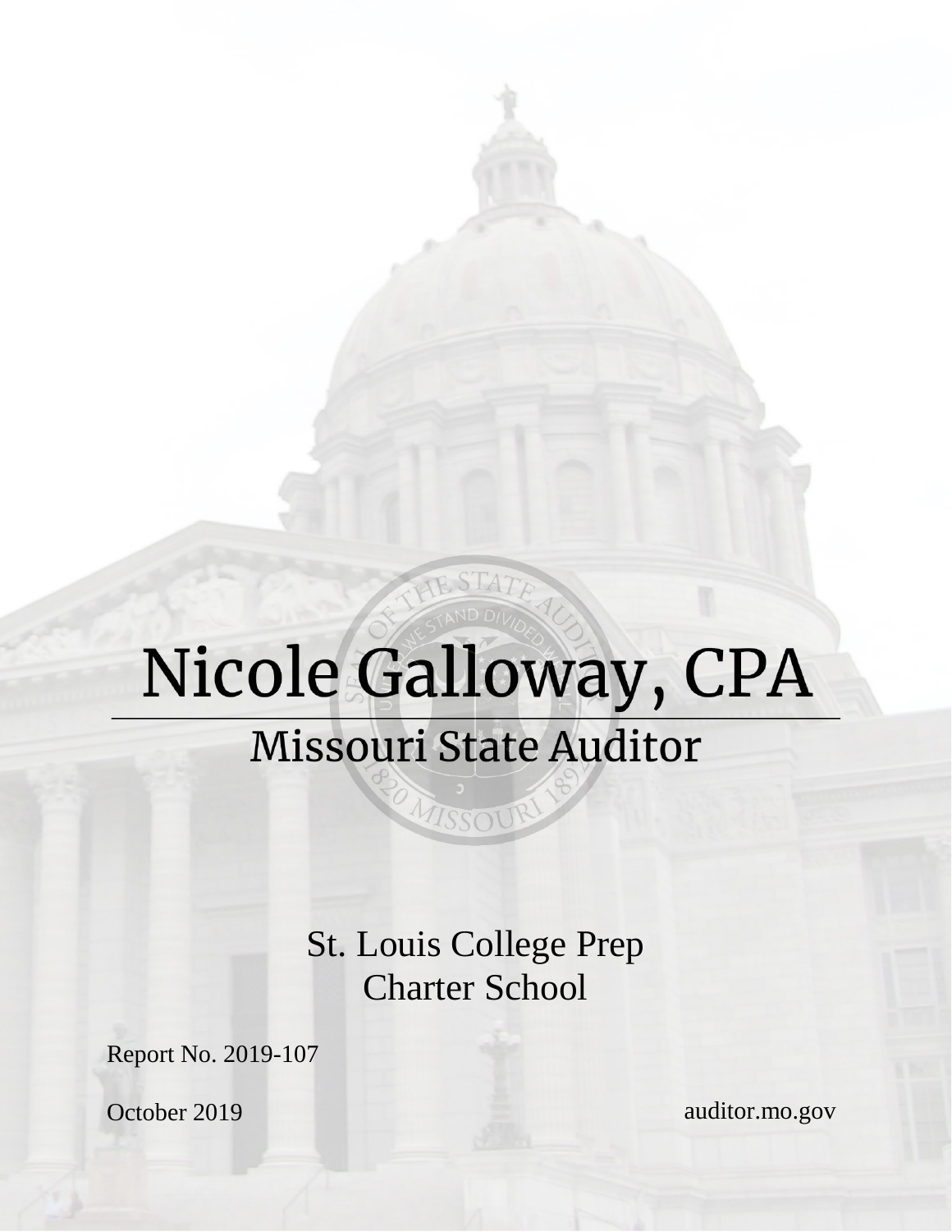# Nicole Galloway, CPA

## Missouri State Auditor

St. Louis College Prep
Charter School

Report No. 2019-107

October 2019

auditor.mo.gov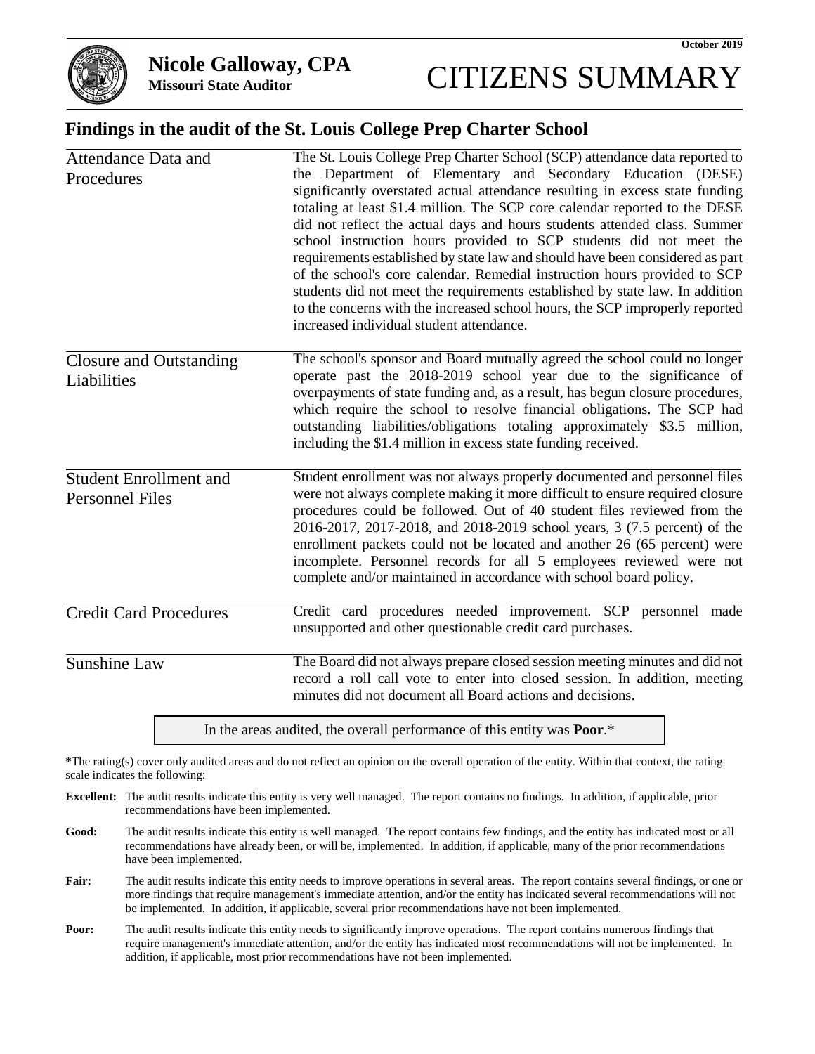October 2019

**Nicole Galloway, CPA**
**Missouri State Auditor**

# CITIZENS SUMMARY

## Findings in the audit of the St. Louis College Prep Charter School

| | |
|---|---|
| Attendance Data and Procedures | The St. Louis College Prep Charter School (SCP) attendance data reported to the Department of Elementary and Secondary Education (DESE) significantly overstated actual attendance resulting in excess state funding totaling at least $1.4 million. The SCP core calendar reported to the DESE did not reflect the actual days and hours students attended class. Summer school instruction hours provided to SCP students did not meet the requirements established by state law and should have been considered as part of the school's core calendar. Remedial instruction hours provided to SCP students did not meet the requirements established by state law. In addition to the concerns with the increased school hours, the SCP improperly reported increased individual student attendance. |
| Closure and Outstanding Liabilities | The school's sponsor and Board mutually agreed the school could no longer operate past the 2018-2019 school year due to the significance of overpayments of state funding and, as a result, has begun closure procedures, which require the school to resolve financial obligations. The SCP had outstanding liabilities/obligations totaling approximately $3.5 million, including the $1.4 million in excess state funding received. |
| Student Enrollment and Personnel Files | Student enrollment was not always properly documented and personnel files were not always complete making it more difficult to ensure required closure procedures could be followed. Out of 40 student files reviewed from the 2016-2017, 2017-2018, and 2018-2019 school years, 3 (7.5 percent) of the enrollment packets could not be located and another 26 (65 percent) were incomplete. Personnel records for all 5 employees reviewed were not complete and/or maintained in accordance with school board policy. |
| Credit Card Procedures | Credit card procedures needed improvement. SCP personnel made unsupported and other questionable credit card purchases. |
| Sunshine Law | The Board did not always prepare closed session meeting minutes and did not record a roll call vote to enter into closed session. In addition, meeting minutes did not document all Board actions and decisions. |

In the areas audited, the overall performance of this entity was **Poor**.*

**\***The rating(s) cover only audited areas and do not reflect an opinion on the overall operation of the entity. Within that context, the rating scale indicates the following:

**Excellent:** The audit results indicate this entity is very well managed. The report contains no findings. In addition, if applicable, prior recommendations have been implemented.

**Good:** The audit results indicate this entity is well managed. The report contains few findings, and the entity has indicated most or all recommendations have already been, or will be, implemented. In addition, if applicable, many of the prior recommendations have been implemented.

**Fair:** The audit results indicate this entity needs to improve operations in several areas. The report contains several findings, or one or more findings that require management's immediate attention, and/or the entity has indicated several recommendations will not be implemented. In addition, if applicable, several prior recommendations have not been implemented.

**Poor:** The audit results indicate this entity needs to significantly improve operations. The report contains numerous findings that require management's immediate attention, and/or the entity has indicated most recommendations will not be implemented. In addition, if applicable, most prior recommendations have not been implemented.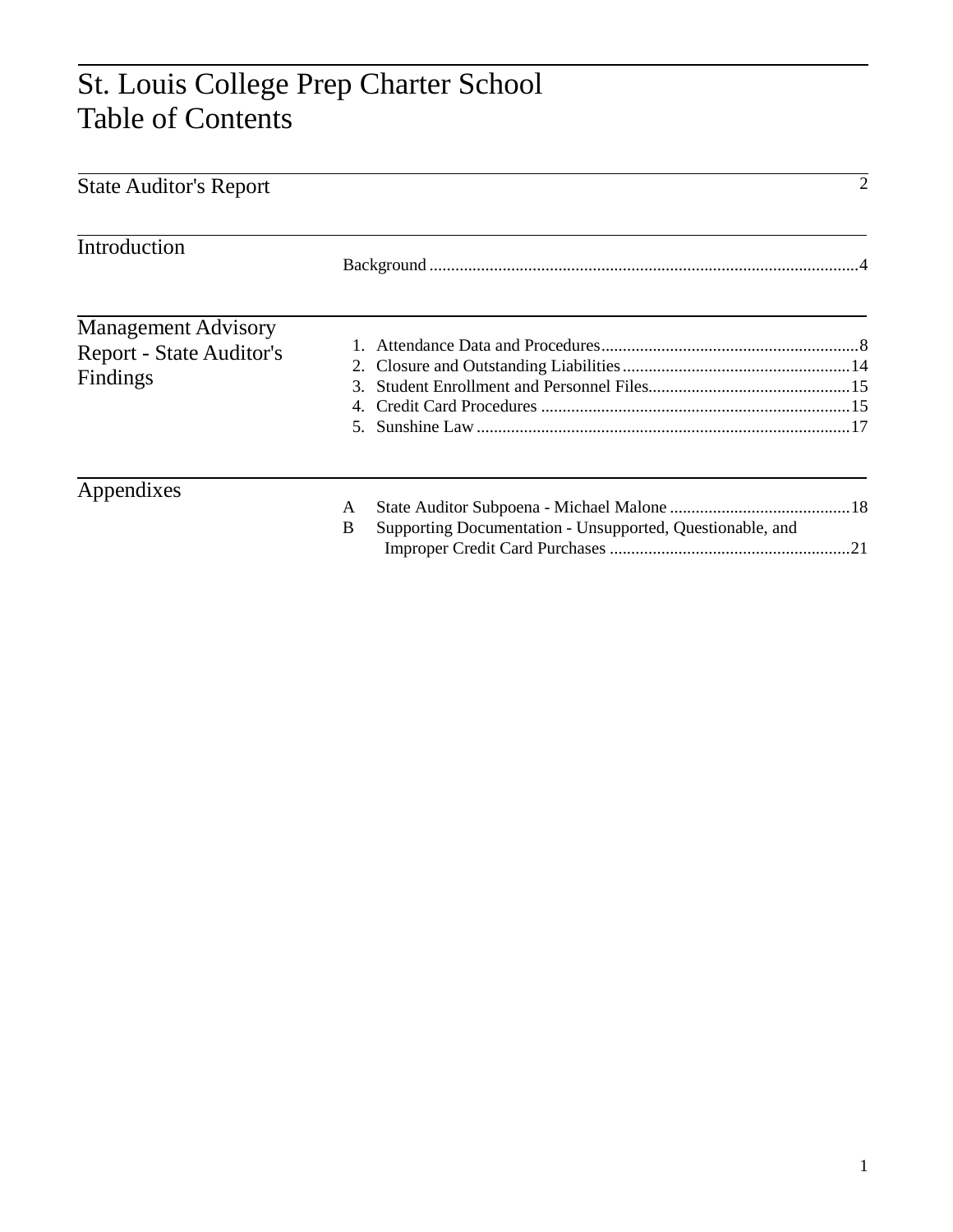# St. Louis College Prep Charter School
# Table of Contents

## State Auditor's Report 2

## Introduction

Background ..................................................................................................4

## Management Advisory Report - State Auditor's Findings

1. Attendance Data and Procedures...........................................................8
2. Closure and Outstanding Liabilities.....................................................14
3. Student Enrollment and Personnel Files...............................................15
4. Credit Card Procedures ........................................................................15
5. Sunshine Law.......................................................................................17

## Appendixes

A State Auditor Subpoena - Michael Malone ..........................................18

B Supporting Documentation - Unsupported, Questionable, and Improper Credit Card Purchases ........................................................21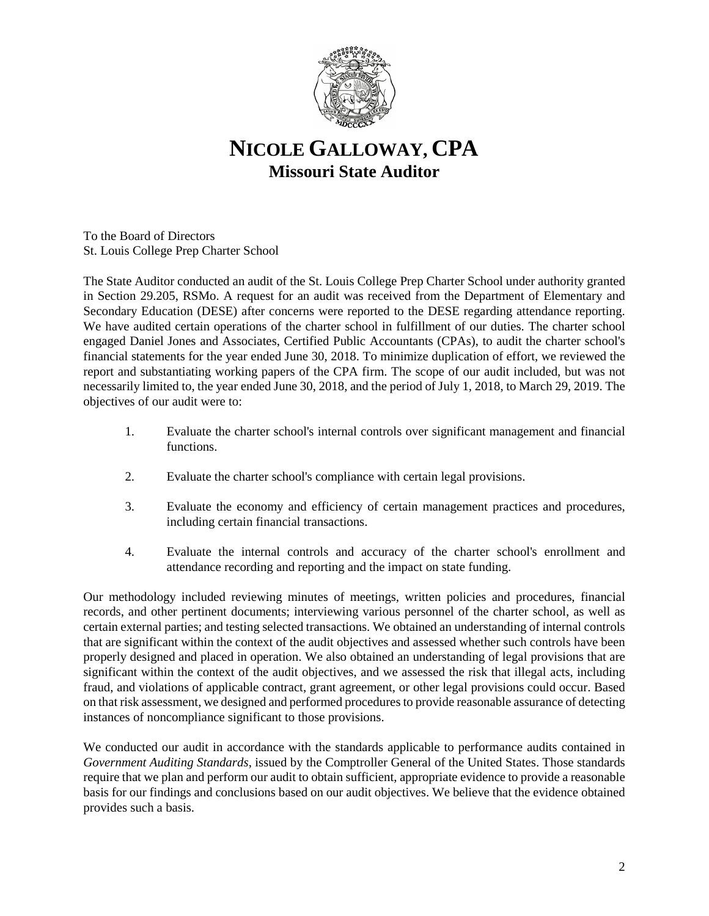# NICOLE GALLOWAY, CPA
## Missouri State Auditor

To the Board of Directors
St. Louis College Prep Charter School

The State Auditor conducted an audit of the St. Louis College Prep Charter School under authority granted in Section 29.205, RSMo. A request for an audit was received from the Department of Elementary and Secondary Education (DESE) after concerns were reported to the DESE regarding attendance reporting. We have audited certain operations of the charter school in fulfillment of our duties. The charter school engaged Daniel Jones and Associates, Certified Public Accountants (CPAs), to audit the charter school's financial statements for the year ended June 30, 2018. To minimize duplication of effort, we reviewed the report and substantiating working papers of the CPA firm. The scope of our audit included, but was not necessarily limited to, the year ended June 30, 2018, and the period of July 1, 2018, to March 29, 2019. The objectives of our audit were to:

1. Evaluate the charter school's internal controls over significant management and financial functions.

2. Evaluate the charter school's compliance with certain legal provisions.

3. Evaluate the economy and efficiency of certain management practices and procedures, including certain financial transactions.

4. Evaluate the internal controls and accuracy of the charter school's enrollment and attendance recording and reporting and the impact on state funding.

Our methodology included reviewing minutes of meetings, written policies and procedures, financial records, and other pertinent documents; interviewing various personnel of the charter school, as well as certain external parties; and testing selected transactions. We obtained an understanding of internal controls that are significant within the context of the audit objectives and assessed whether such controls have been properly designed and placed in operation. We also obtained an understanding of legal provisions that are significant within the context of the audit objectives, and we assessed the risk that illegal acts, including fraud, and violations of applicable contract, grant agreement, or other legal provisions could occur. Based on that risk assessment, we designed and performed procedures to provide reasonable assurance of detecting instances of noncompliance significant to those provisions.

We conducted our audit in accordance with the standards applicable to performance audits contained in *Government Auditing Standards*, issued by the Comptroller General of the United States. Those standards require that we plan and perform our audit to obtain sufficient, appropriate evidence to provide a reasonable basis for our findings and conclusions based on our audit objectives. We believe that the evidence obtained provides such a basis.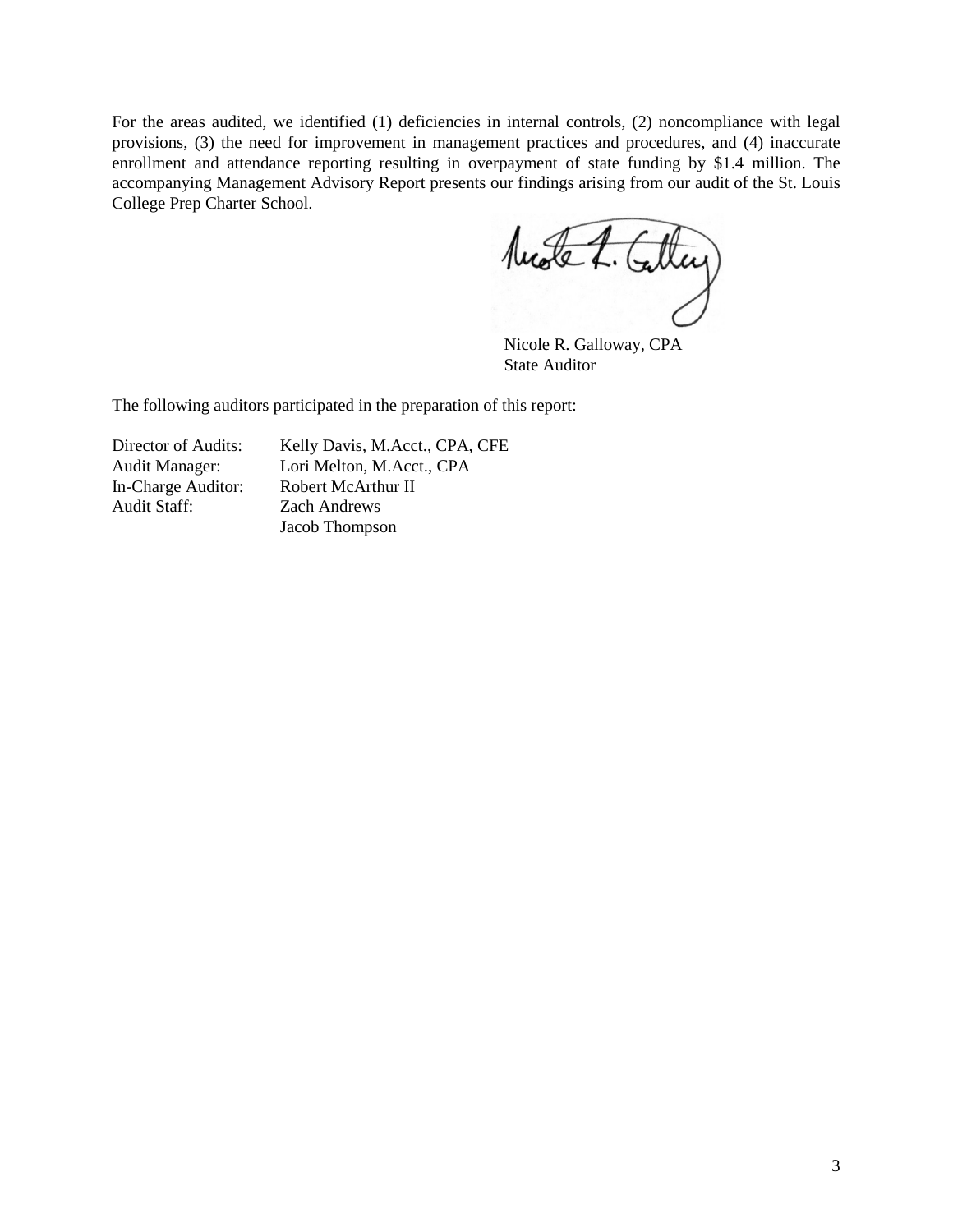For the areas audited, we identified (1) deficiencies in internal controls, (2) noncompliance with legal provisions, (3) the need for improvement in management practices and procedures, and (4) inaccurate enrollment and attendance reporting resulting in overpayment of state funding by $1.4 million. The accompanying Management Advisory Report presents our findings arising from our audit of the St. Louis College Prep Charter School.

Nicole R. Galloway, CPA
State Auditor

The following auditors participated in the preparation of this report:

| | |
|---|---|
| Director of Audits: | Kelly Davis, M.Acct., CPA, CFE |
| Audit Manager: | Lori Melton, M.Acct., CPA |
| In-Charge Auditor: | Robert McArthur II |
| Audit Staff: | Zach Andrews |
| | Jacob Thompson |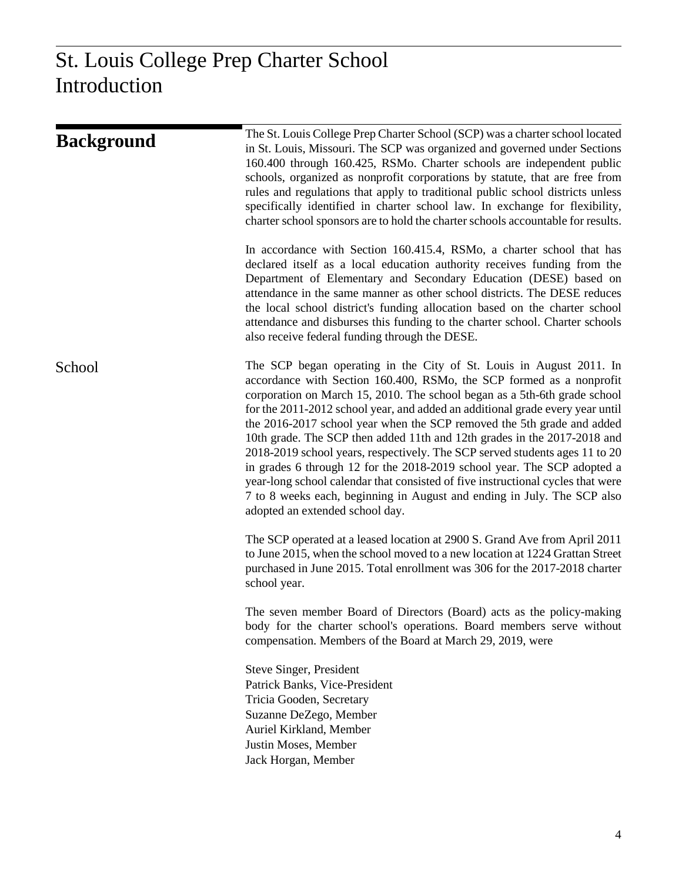# St. Louis College Prep Charter School
# Introduction

## Background

The St. Louis College Prep Charter School (SCP) was a charter school located in St. Louis, Missouri. The SCP was organized and governed under Sections 160.400 through 160.425, RSMo. Charter schools are independent public schools, organized as nonprofit corporations by statute, that are free from rules and regulations that apply to traditional public school districts unless specifically identified in charter school law. In exchange for flexibility, charter school sponsors are to hold the charter schools accountable for results.

In accordance with Section 160.415.4, RSMo, a charter school that has declared itself as a local education authority receives funding from the Department of Elementary and Secondary Education (DESE) based on attendance in the same manner as other school districts. The DESE reduces the local school district's funding allocation based on the charter school attendance and disburses this funding to the charter school. Charter schools also receive federal funding through the DESE.

### School

The SCP began operating in the City of St. Louis in August 2011. In accordance with Section 160.400, RSMo, the SCP formed as a nonprofit corporation on March 15, 2010. The school began as a 5th-6th grade school for the 2011-2012 school year, and added an additional grade every year until the 2016-2017 school year when the SCP removed the 5th grade and added 10th grade. The SCP then added 11th and 12th grades in the 2017-2018 and 2018-2019 school years, respectively. The SCP served students ages 11 to 20 in grades 6 through 12 for the 2018-2019 school year. The SCP adopted a year-long school calendar that consisted of five instructional cycles that were 7 to 8 weeks each, beginning in August and ending in July. The SCP also adopted an extended school day.

The SCP operated at a leased location at 2900 S. Grand Ave from April 2011 to June 2015, when the school moved to a new location at 1224 Grattan Street purchased in June 2015. Total enrollment was 306 for the 2017-2018 charter school year.

The seven member Board of Directors (Board) acts as the policy-making body for the charter school's operations. Board members serve without compensation. Members of the Board at March 29, 2019, were

Steve Singer, President
Patrick Banks, Vice-President
Tricia Gooden, Secretary
Suzanne DeZego, Member
Auriel Kirkland, Member
Justin Moses, Member
Jack Horgan, Member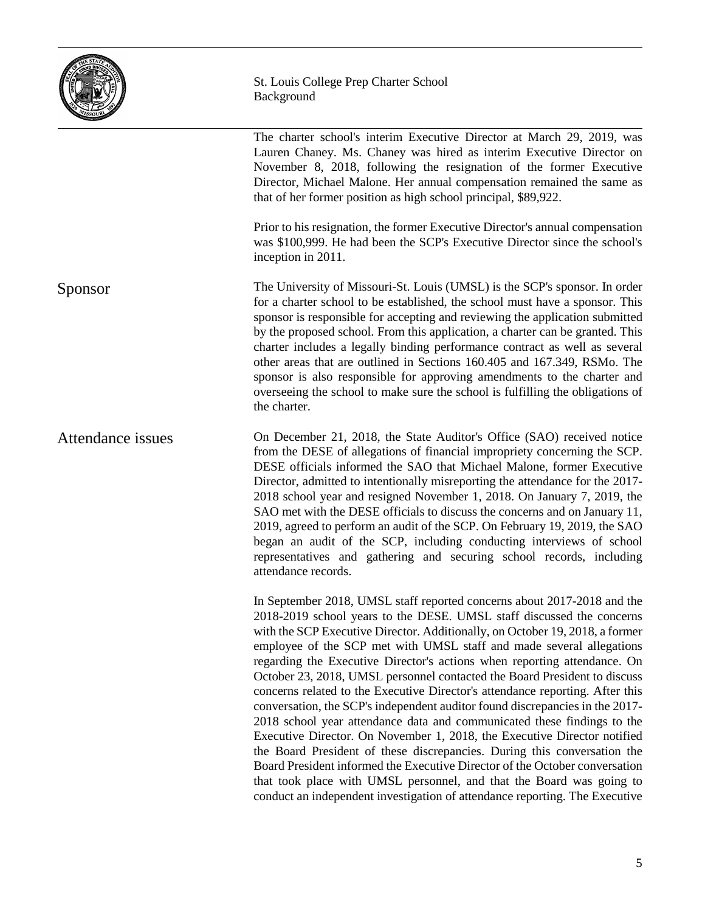The charter school's interim Executive Director at March 29, 2019, was Lauren Chaney. Ms. Chaney was hired as interim Executive Director on November 8, 2018, following the resignation of the former Executive Director, Michael Malone. Her annual compensation remained the same as that of her former position as high school principal, $89,922.

Prior to his resignation, the former Executive Director's annual compensation was $100,999. He had been the SCP's Executive Director since the school's inception in 2011.

## Sponsor

The University of Missouri-St. Louis (UMSL) is the SCP's sponsor. In order for a charter school to be established, the school must have a sponsor. This sponsor is responsible for accepting and reviewing the application submitted by the proposed school. From this application, a charter can be granted. This charter includes a legally binding performance contract as well as several other areas that are outlined in Sections 160.405 and 167.349, RSMo. The sponsor is also responsible for approving amendments to the charter and overseeing the school to make sure the school is fulfilling the obligations of the charter.

## Attendance issues

On December 21, 2018, the State Auditor's Office (SAO) received notice from the DESE of allegations of financial impropriety concerning the SCP. DESE officials informed the SAO that Michael Malone, former Executive Director, admitted to intentionally misreporting the attendance for the 2017-2018 school year and resigned November 1, 2018. On January 7, 2019, the SAO met with the DESE officials to discuss the concerns and on January 11, 2019, agreed to perform an audit of the SCP. On February 19, 2019, the SAO began an audit of the SCP, including conducting interviews of school representatives and gathering and securing school records, including attendance records.

In September 2018, UMSL staff reported concerns about 2017-2018 and the 2018-2019 school years to the DESE. UMSL staff discussed the concerns with the SCP Executive Director. Additionally, on October 19, 2018, a former employee of the SCP met with UMSL staff and made several allegations regarding the Executive Director's actions when reporting attendance. On October 23, 2018, UMSL personnel contacted the Board President to discuss concerns related to the Executive Director's attendance reporting. After this conversation, the SCP's independent auditor found discrepancies in the 2017-2018 school year attendance data and communicated these findings to the Executive Director. On November 1, 2018, the Executive Director notified the Board President of these discrepancies. During this conversation the Board President informed the Executive Director of the October conversation that took place with UMSL personnel, and that the Board was going to conduct an independent investigation of attendance reporting. The Executive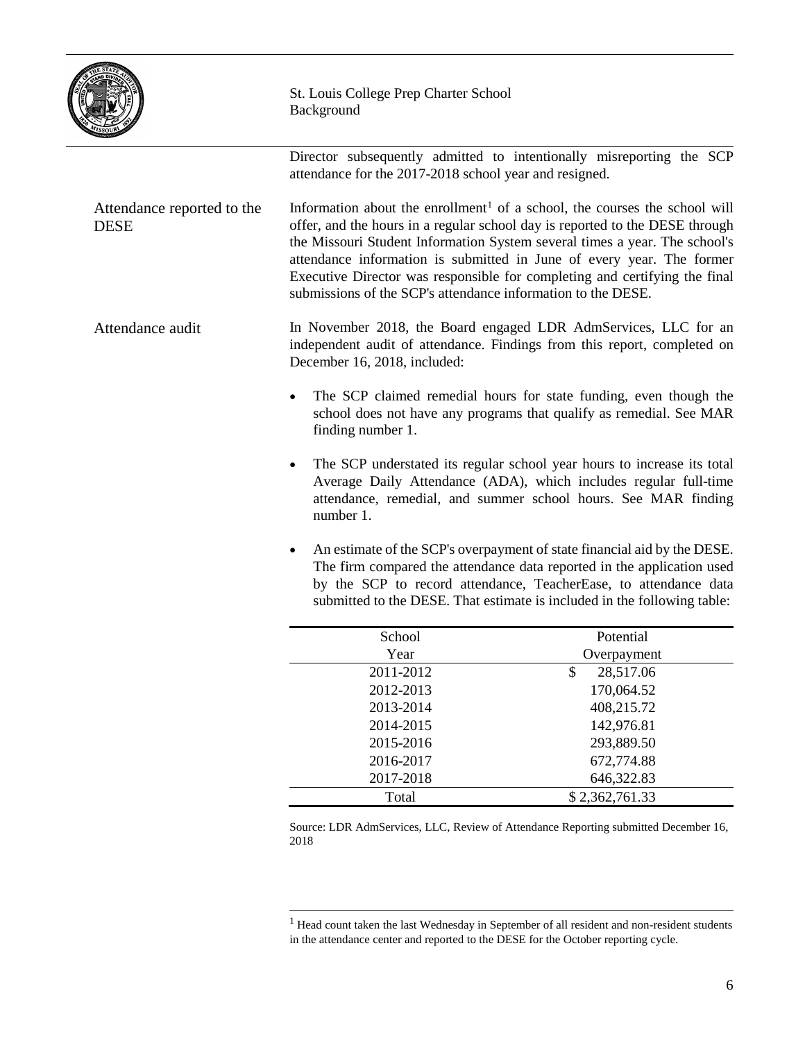Director subsequently admitted to intentionally misreporting the SCP attendance for the 2017-2018 school year and resigned.

## Attendance reported to the DESE

Information about the enrollment[1] of a school, the courses the school will offer, and the hours in a regular school day is reported to the DESE through the Missouri Student Information System several times a year. The school's attendance information is submitted in June of every year. The former Executive Director was responsible for completing and certifying the final submissions of the SCP's attendance information to the DESE.

## Attendance audit

In November 2018, the Board engaged LDR AdmServices, LLC for an independent audit of attendance. Findings from this report, completed on December 16, 2018, included:

- The SCP claimed remedial hours for state funding, even though the school does not have any programs that qualify as remedial. See MAR finding number 1.
- The SCP understated its regular school year hours to increase its total Average Daily Attendance (ADA), which includes regular full-time attendance, remedial, and summer school hours. See MAR finding number 1.
- An estimate of the SCP's overpayment of state financial aid by the DESE. The firm compared the attendance data reported in the application used by the SCP to record attendance, TeacherEase, to attendance data submitted to the DESE. That estimate is included in the following table:

| School Year | Potential Overpayment |
|---|---|
| 2011-2012 | $ 28,517.06 |
| 2012-2013 | 170,064.52 |
| 2013-2014 | 408,215.72 |
| 2014-2015 | 142,976.81 |
| 2015-2016 | 293,889.50 |
| 2016-2017 | 672,774.88 |
| 2017-2018 | 646,322.83 |
| Total | $ 2,362,761.33 |

Source: LDR AdmServices, LLC, Review of Attendance Reporting submitted December 16, 2018

[1] Head count taken the last Wednesday in September of all resident and non-resident students in the attendance center and reported to the DESE for the October reporting cycle.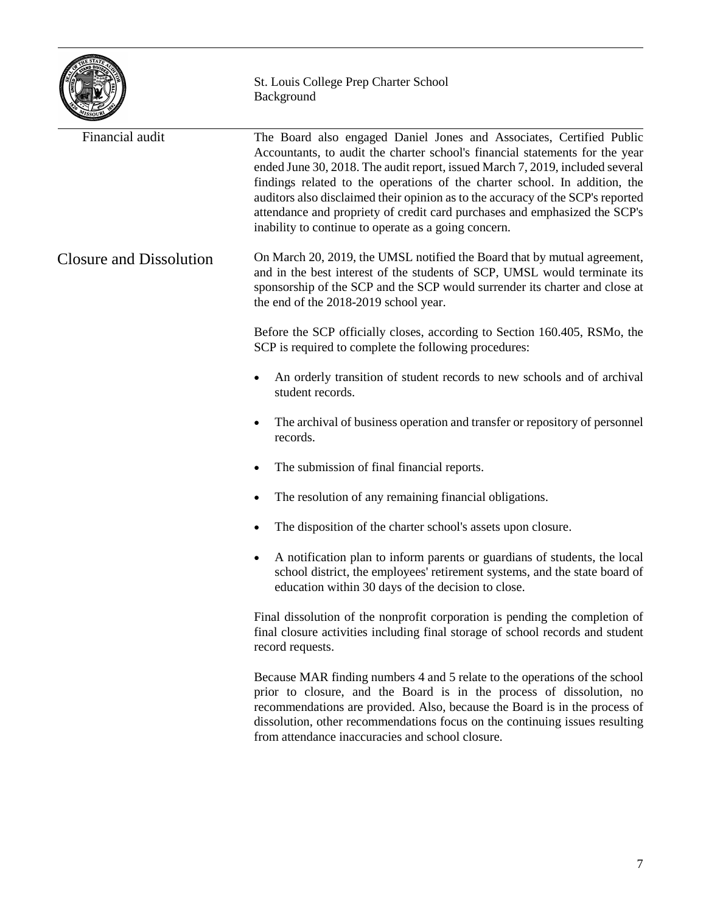### Financial audit

The Board also engaged Daniel Jones and Associates, Certified Public Accountants, to audit the charter school's financial statements for the year ended June 30, 2018. The audit report, issued March 7, 2019, included several findings related to the operations of the charter school. In addition, the auditors also disclaimed their opinion as to the accuracy of the SCP's reported attendance and propriety of credit card purchases and emphasized the SCP's inability to continue to operate as a going concern.

## Closure and Dissolution

On March 20, 2019, the UMSL notified the Board that by mutual agreement, and in the best interest of the students of SCP, UMSL would terminate its sponsorship of the SCP and the SCP would surrender its charter and close at the end of the 2018-2019 school year.

Before the SCP officially closes, according to Section 160.405, RSMo, the SCP is required to complete the following procedures:

- An orderly transition of student records to new schools and of archival student records.
- The archival of business operation and transfer or repository of personnel records.
- The submission of final financial reports.
- The resolution of any remaining financial obligations.
- The disposition of the charter school's assets upon closure.
- A notification plan to inform parents or guardians of students, the local school district, the employees' retirement systems, and the state board of education within 30 days of the decision to close.

Final dissolution of the nonprofit corporation is pending the completion of final closure activities including final storage of school records and student record requests.

Because MAR finding numbers 4 and 5 relate to the operations of the school prior to closure, and the Board is in the process of dissolution, no recommendations are provided. Also, because the Board is in the process of dissolution, other recommendations focus on the continuing issues resulting from attendance inaccuracies and school closure.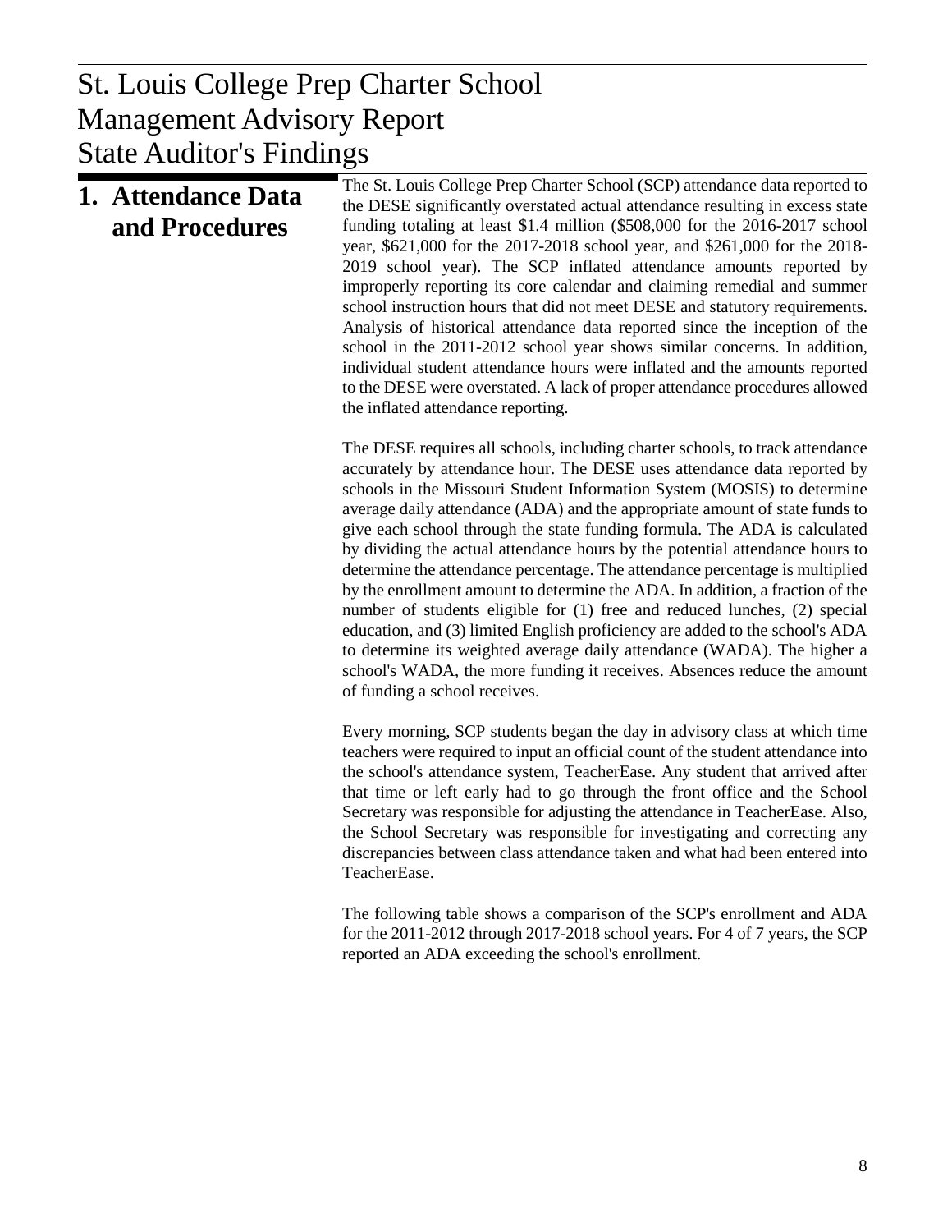# St. Louis College Prep Charter School Management Advisory Report State Auditor's Findings

## 1. Attendance Data and Procedures

The St. Louis College Prep Charter School (SCP) attendance data reported to the DESE significantly overstated actual attendance resulting in excess state funding totaling at least \$1.4 million (\$508,000 for the 2016-2017 school year, \$621,000 for the 2017-2018 school year, and \$261,000 for the 2018-2019 school year). The SCP inflated attendance amounts reported by improperly reporting its core calendar and claiming remedial and summer school instruction hours that did not meet DESE and statutory requirements. Analysis of historical attendance data reported since the inception of the school in the 2011-2012 school year shows similar concerns. In addition, individual student attendance hours were inflated and the amounts reported to the DESE were overstated. A lack of proper attendance procedures allowed the inflated attendance reporting.

The DESE requires all schools, including charter schools, to track attendance accurately by attendance hour. The DESE uses attendance data reported by schools in the Missouri Student Information System (MOSIS) to determine average daily attendance (ADA) and the appropriate amount of state funds to give each school through the state funding formula. The ADA is calculated by dividing the actual attendance hours by the potential attendance hours to determine the attendance percentage. The attendance percentage is multiplied by the enrollment amount to determine the ADA. In addition, a fraction of the number of students eligible for (1) free and reduced lunches, (2) special education, and (3) limited English proficiency are added to the school's ADA to determine its weighted average daily attendance (WADA). The higher a school's WADA, the more funding it receives. Absences reduce the amount of funding a school receives.

Every morning, SCP students began the day in advisory class at which time teachers were required to input an official count of the student attendance into the school's attendance system, TeacherEase. Any student that arrived after that time or left early had to go through the front office and the School Secretary was responsible for adjusting the attendance in TeacherEase. Also, the School Secretary was responsible for investigating and correcting any discrepancies between class attendance taken and what had been entered into TeacherEase.

The following table shows a comparison of the SCP's enrollment and ADA for the 2011-2012 through 2017-2018 school years. For 4 of 7 years, the SCP reported an ADA exceeding the school's enrollment.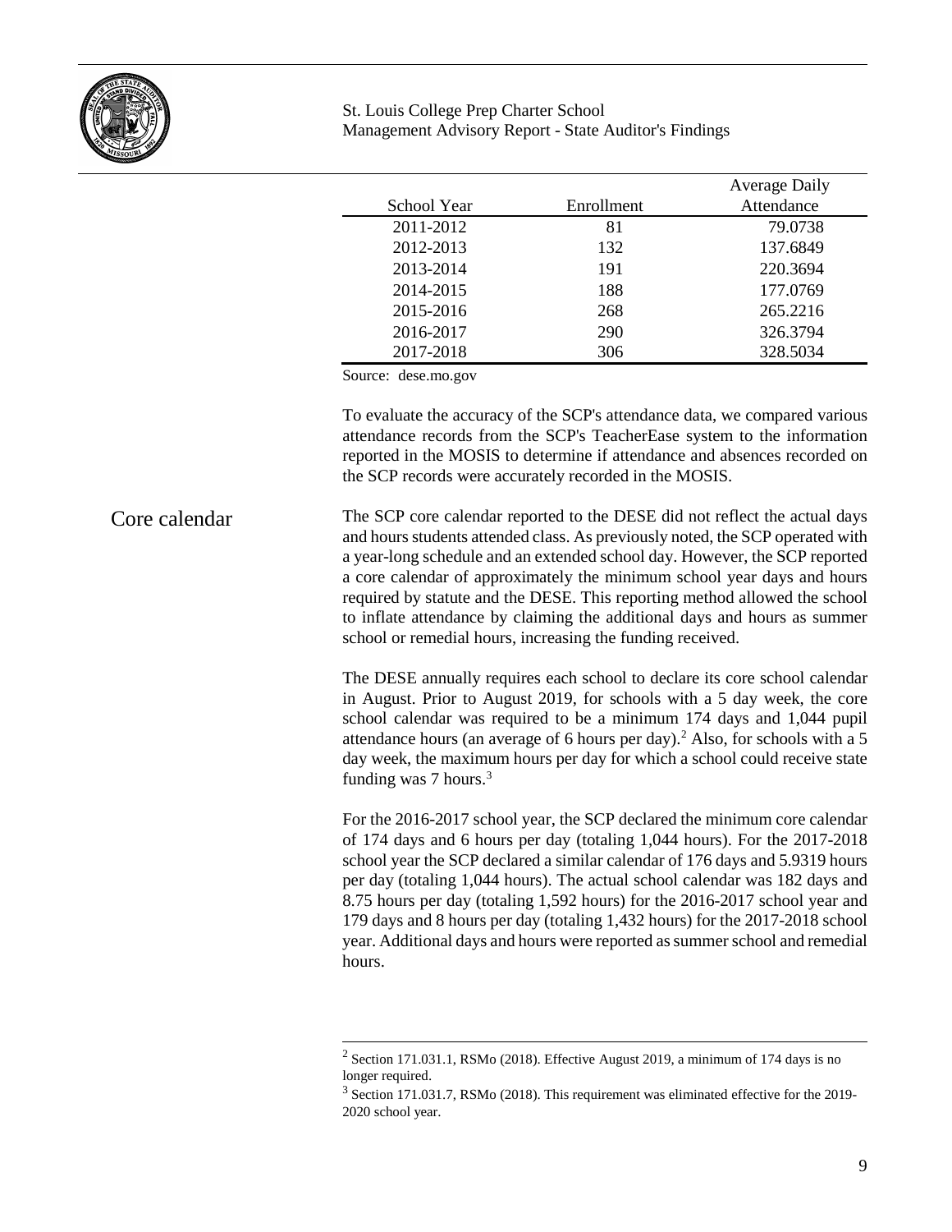| School Year | Enrollment | Average Daily Attendance |
|---|---|---|
| 2011-2012 | 81 | 79.0738 |
| 2012-2013 | 132 | 137.6849 |
| 2013-2014 | 191 | 220.3694 |
| 2014-2015 | 188 | 177.0769 |
| 2015-2016 | 268 | 265.2216 |
| 2016-2017 | 290 | 326.3794 |
| 2017-2018 | 306 | 328.5034 |

Source: dese.mo.gov

To evaluate the accuracy of the SCP's attendance data, we compared various attendance records from the SCP's TeacherEase system to the information reported in the MOSIS to determine if attendance and absences recorded on the SCP records were accurately recorded in the MOSIS.

## Core calendar

The SCP core calendar reported to the DESE did not reflect the actual days and hours students attended class. As previously noted, the SCP operated with a year-long schedule and an extended school day. However, the SCP reported a core calendar of approximately the minimum school year days and hours required by statute and the DESE. This reporting method allowed the school to inflate attendance by claiming the additional days and hours as summer school or remedial hours, increasing the funding received.

The DESE annually requires each school to declare its core school calendar in August. Prior to August 2019, for schools with a 5 day week, the core school calendar was required to be a minimum 174 days and 1,044 pupil attendance hours (an average of 6 hours per day).[2] Also, for schools with a 5 day week, the maximum hours per day for which a school could receive state funding was 7 hours.[3]

For the 2016-2017 school year, the SCP declared the minimum core calendar of 174 days and 6 hours per day (totaling 1,044 hours). For the 2017-2018 school year the SCP declared a similar calendar of 176 days and 5.9319 hours per day (totaling 1,044 hours). The actual school calendar was 182 days and 8.75 hours per day (totaling 1,592 hours) for the 2016-2017 school year and 179 days and 8 hours per day (totaling 1,432 hours) for the 2017-2018 school year. Additional days and hours were reported as summer school and remedial hours.

[2] Section 171.031.1, RSMo (2018). Effective August 2019, a minimum of 174 days is no longer required.

[3] Section 171.031.7, RSMo (2018). This requirement was eliminated effective for the 2019-2020 school year.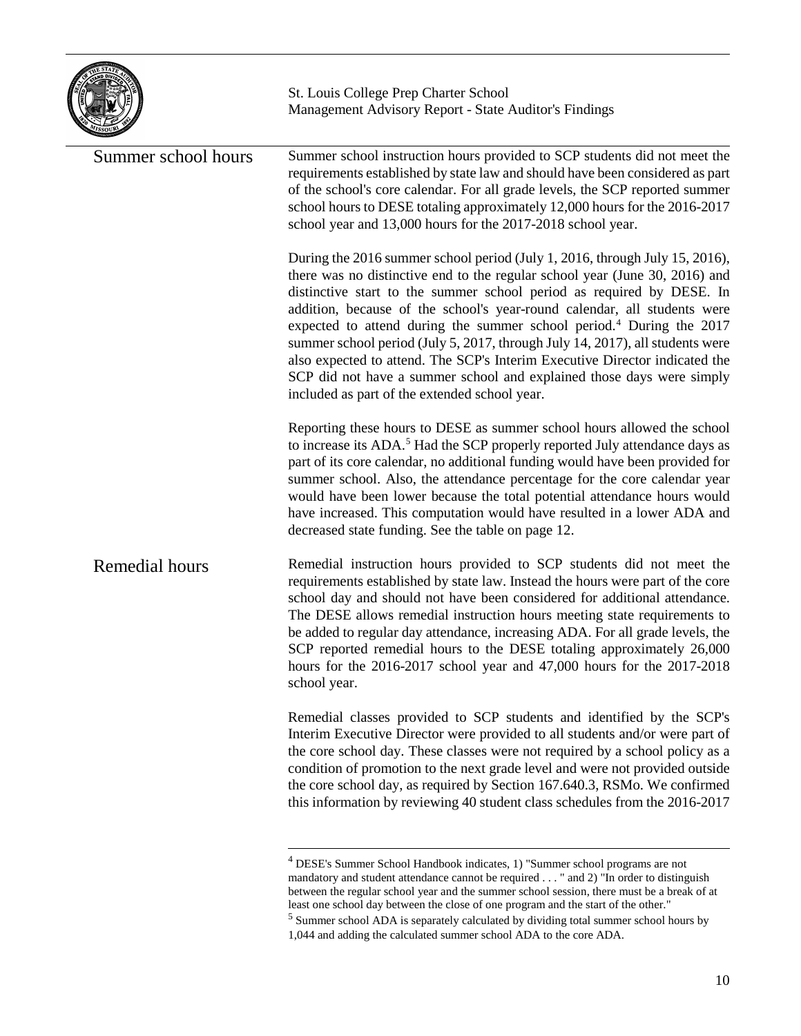### Summer school hours

Summer school instruction hours provided to SCP students did not meet the requirements established by state law and should have been considered as part of the school's core calendar. For all grade levels, the SCP reported summer school hours to DESE totaling approximately 12,000 hours for the 2016-2017 school year and 13,000 hours for the 2017-2018 school year.

During the 2016 summer school period (July 1, 2016, through July 15, 2016), there was no distinctive end to the regular school year (June 30, 2016) and distinctive start to the summer school period as required by DESE. In addition, because of the school's year-round calendar, all students were expected to attend during the summer school period.[4] During the 2017 summer school period (July 5, 2017, through July 14, 2017), all students were also expected to attend. The SCP's Interim Executive Director indicated the SCP did not have a summer school and explained those days were simply included as part of the extended school year.

Reporting these hours to DESE as summer school hours allowed the school to increase its ADA.[5] Had the SCP properly reported July attendance days as part of its core calendar, no additional funding would have been provided for summer school. Also, the attendance percentage for the core calendar year would have been lower because the total potential attendance hours would have increased. This computation would have resulted in a lower ADA and decreased state funding. See the table on page 12.

### Remedial hours

Remedial instruction hours provided to SCP students did not meet the requirements established by state law. Instead the hours were part of the core school day and should not have been considered for additional attendance. The DESE allows remedial instruction hours meeting state requirements to be added to regular day attendance, increasing ADA. For all grade levels, the SCP reported remedial hours to the DESE totaling approximately 26,000 hours for the 2016-2017 school year and 47,000 hours for the 2017-2018 school year.

Remedial classes provided to SCP students and identified by the SCP's Interim Executive Director were provided to all students and/or were part of the core school day. These classes were not required by a school policy as a condition of promotion to the next grade level and were not provided outside the core school day, as required by Section 167.640.3, RSMo. We confirmed this information by reviewing 40 student class schedules from the 2016-2017

---

[4] DESE's Summer School Handbook indicates, 1) "Summer school programs are not mandatory and student attendance cannot be required . . . " and 2) "In order to distinguish between the regular school year and the summer school session, there must be a break of at least one school day between the close of one program and the start of the other."

[5] Summer school ADA is separately calculated by dividing total summer school hours by 1,044 and adding the calculated summer school ADA to the core ADA.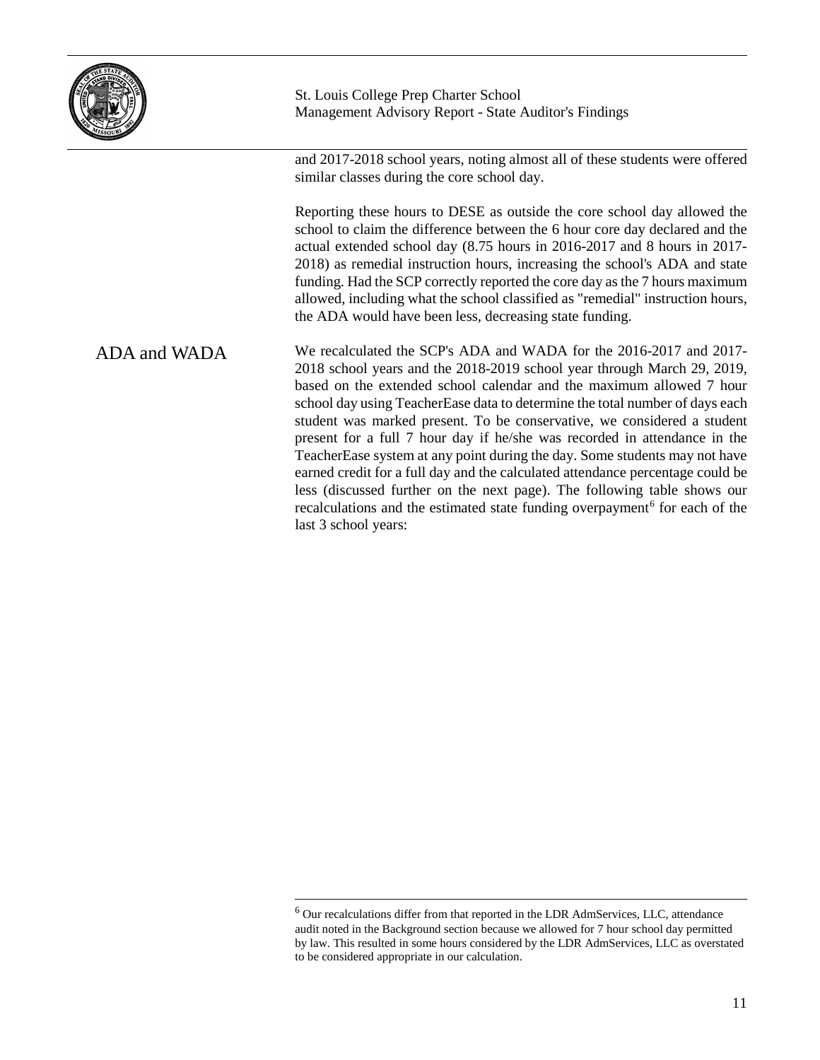and 2017-2018 school years, noting almost all of these students were offered similar classes during the core school day.

Reporting these hours to DESE as outside the core school day allowed the school to claim the difference between the 6 hour core day declared and the actual extended school day (8.75 hours in 2016-2017 and 8 hours in 2017-2018) as remedial instruction hours, increasing the school's ADA and state funding. Had the SCP correctly reported the core day as the 7 hours maximum allowed, including what the school classified as "remedial" instruction hours, the ADA would have been less, decreasing state funding.

## ADA and WADA

We recalculated the SCP's ADA and WADA for the 2016-2017 and 2017-2018 school years and the 2018-2019 school year through March 29, 2019, based on the extended school calendar and the maximum allowed 7 hour school day using TeacherEase data to determine the total number of days each student was marked present. To be conservative, we considered a student present for a full 7 hour day if he/she was recorded in attendance in the TeacherEase system at any point during the day. Some students may not have earned credit for a full day and the calculated attendance percentage could be less (discussed further on the next page). The following table shows our recalculations and the estimated state funding overpayment[6] for each of the last 3 school years:

[6] Our recalculations differ from that reported in the LDR AdmServices, LLC, attendance audit noted in the Background section because we allowed for 7 hour school day permitted by law. This resulted in some hours considered by the LDR AdmServices, LLC as overstated to be considered appropriate in our calculation.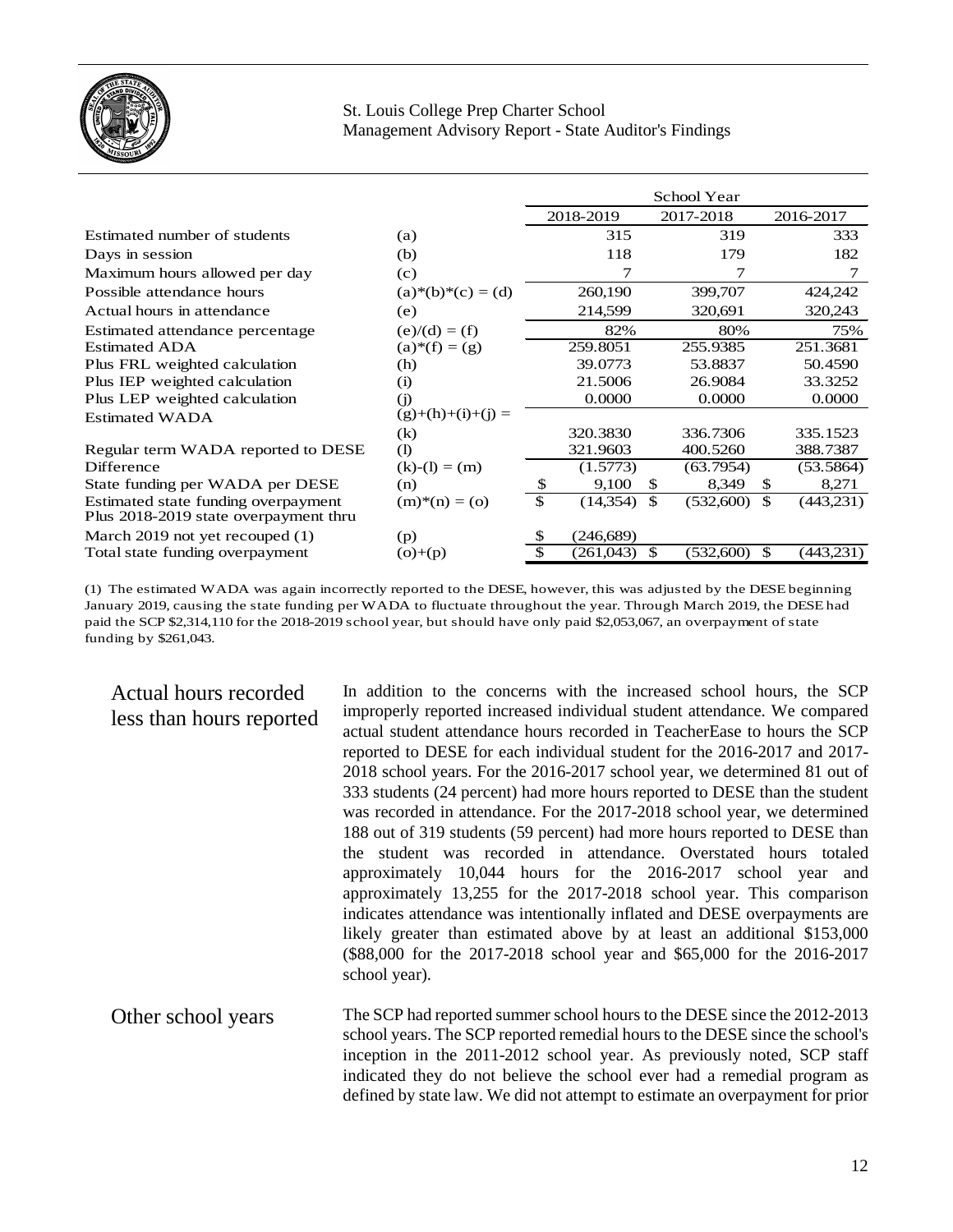| | | School Year | | |
|---|---|---|---|---|
| | | 2018-2019 | 2017-2018 | 2016-2017 |
| Estimated number of students | (a) | 315 | 319 | 333 |
| Days in session | (b) | 118 | 179 | 182 |
| Maximum hours allowed per day | (c) | 7 | 7 | 7 |
| Possible attendance hours | (a)*(b)*(c) = (d) | 260,190 | 399,707 | 424,242 |
| Actual hours in attendance | (e) | 214,599 | 320,691 | 320,243 |
| Estimated attendance percentage | (e)/(d) = (f) | 82% | 80% | 75% |
| Estimated ADA | (a)*(f) = (g) | 259.8051 | 255.9385 | 251.3681 |
| Plus FRL weighted calculation | (h) | 39.0773 | 53.8837 | 50.4590 |
| Plus IEP weighted calculation | (i) | 21.5006 | 26.9084 | 33.3252 |
| Plus LEP weighted calculation | (j) | 0.0000 | 0.0000 | 0.0000 |
| Estimated WADA | (g)+(h)+(i)+(j) = (k) | 320.3830 | 336.7306 | 335.1523 |
| Regular term WADA reported to DESE | (l) | 321.9603 | 400.5260 | 388.7387 |
| Difference | (k)-(l) = (m) | (1.5773) | (63.7954) | (53.5864) |
| State funding per WADA per DESE | (n) | $ 9,100 | $ 8,349 | $ 8,271 |
| Estimated state funding overpayment | (m)*(n) = (o) | $ (14,354) | $ (532,600) | $ (443,231) |
| Plus 2018-2019 state overpayment thru March 2019 not yet recouped (1) | (p) | $ (246,689) | | |
| Total state funding overpayment | (o)+(p) | $ (261,043) | $ (532,600) | $ (443,231) |

(1) The estimated WADA was again incorrectly reported to the DESE, however, this was adjusted by the DESE beginning January 2019, causing the state funding per WADA to fluctuate throughout the year. Through March 2019, the DESE had paid the SCP $2,314,110 for the 2018-2019 school year, but should have only paid $2,053,067, an overpayment of state funding by $261,043.

### Actual hours recorded less than hours reported

In addition to the concerns with the increased school hours, the SCP improperly reported increased individual student attendance. We compared actual student attendance hours recorded in TeacherEase to hours the SCP reported to DESE for each individual student for the 2016-2017 and 2017-2018 school years. For the 2016-2017 school year, we determined 81 out of 333 students (24 percent) had more hours reported to DESE than the student was recorded in attendance. For the 2017-2018 school year, we determined 188 out of 319 students (59 percent) had more hours reported to DESE than the student was recorded in attendance. Overstated hours totaled approximately 10,044 hours for the 2016-2017 school year and approximately 13,255 for the 2017-2018 school year. This comparison indicates attendance was intentionally inflated and DESE overpayments are likely greater than estimated above by at least an additional $153,000 ($88,000 for the 2017-2018 school year and $65,000 for the 2016-2017 school year).

### Other school years

The SCP had reported summer school hours to the DESE since the 2012-2013 school years. The SCP reported remedial hours to the DESE since the school's inception in the 2011-2012 school year. As previously noted, SCP staff indicated they do not believe the school ever had a remedial program as defined by state law. We did not attempt to estimate an overpayment for prior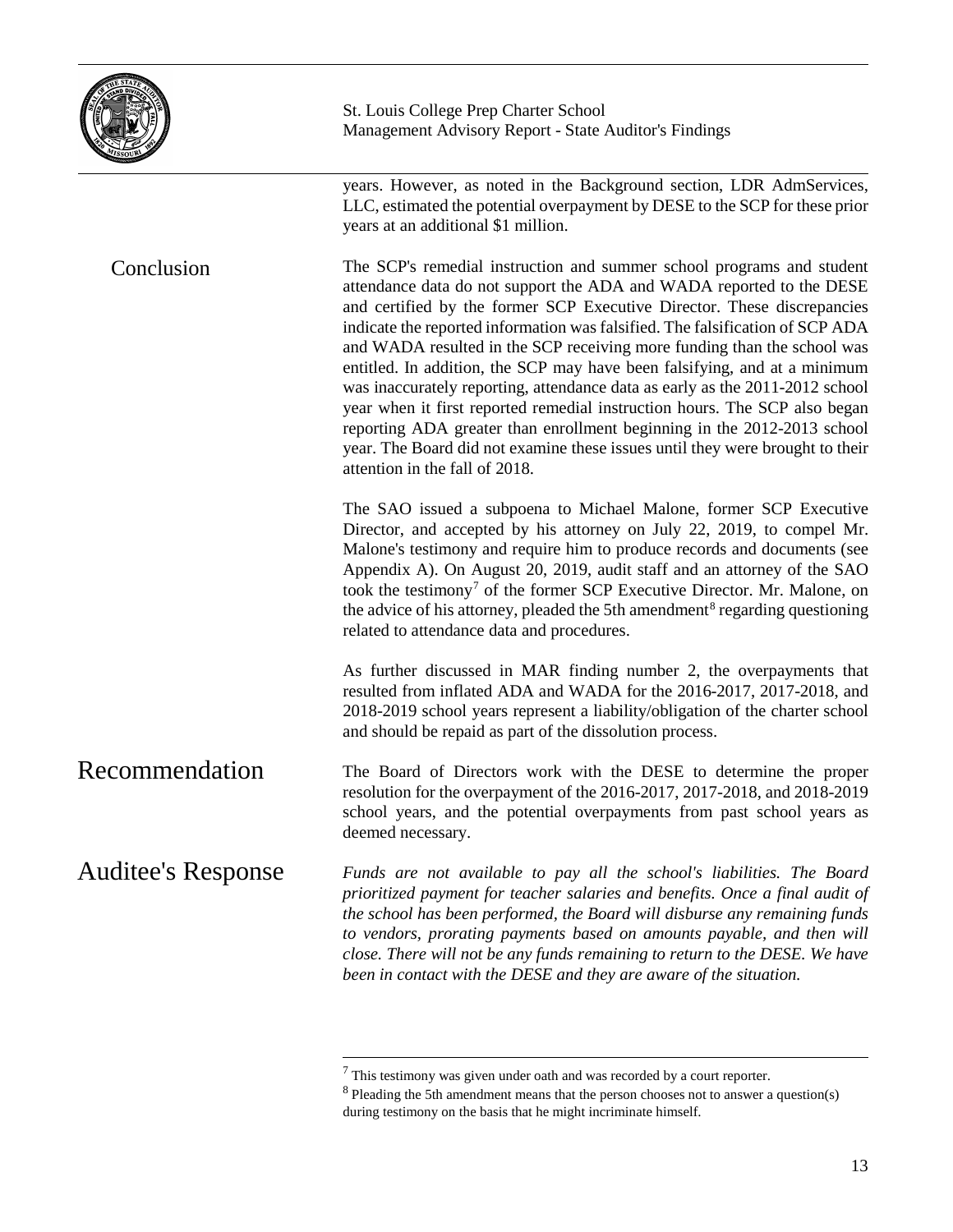years. However, as noted in the Background section, LDR AdmServices, LLC, estimated the potential overpayment by DESE to the SCP for these prior years at an additional $1 million.

### Conclusion

The SCP's remedial instruction and summer school programs and student attendance data do not support the ADA and WADA reported to the DESE and certified by the former SCP Executive Director. These discrepancies indicate the reported information was falsified. The falsification of SCP ADA and WADA resulted in the SCP receiving more funding than the school was entitled. In addition, the SCP may have been falsifying, and at a minimum was inaccurately reporting, attendance data as early as the 2011-2012 school year when it first reported remedial instruction hours. The SCP also began reporting ADA greater than enrollment beginning in the 2012-2013 school year. The Board did not examine these issues until they were brought to their attention in the fall of 2018.

The SAO issued a subpoena to Michael Malone, former SCP Executive Director, and accepted by his attorney on July 22, 2019, to compel Mr. Malone's testimony and require him to produce records and documents (see Appendix A). On August 20, 2019, audit staff and an attorney of the SAO took the testimony[7] of the former SCP Executive Director. Mr. Malone, on the advice of his attorney, pleaded the 5th amendment[8] regarding questioning related to attendance data and procedures.

As further discussed in MAR finding number 2, the overpayments that resulted from inflated ADA and WADA for the 2016-2017, 2017-2018, and 2018-2019 school years represent a liability/obligation of the charter school and should be repaid as part of the dissolution process.

## Recommendation

The Board of Directors work with the DESE to determine the proper resolution for the overpayment of the 2016-2017, 2017-2018, and 2018-2019 school years, and the potential overpayments from past school years as deemed necessary.

## Auditee's Response

*Funds are not available to pay all the school's liabilities. The Board prioritized payment for teacher salaries and benefits. Once a final audit of the school has been performed, the Board will disburse any remaining funds to vendors, prorating payments based on amounts payable, and then will close. There will not be any funds remaining to return to the DESE. We have been in contact with the DESE and they are aware of the situation.*

---

[7] This testimony was given under oath and was recorded by a court reporter.

[8] Pleading the 5th amendment means that the person chooses not to answer a question(s) during testimony on the basis that he might incriminate himself.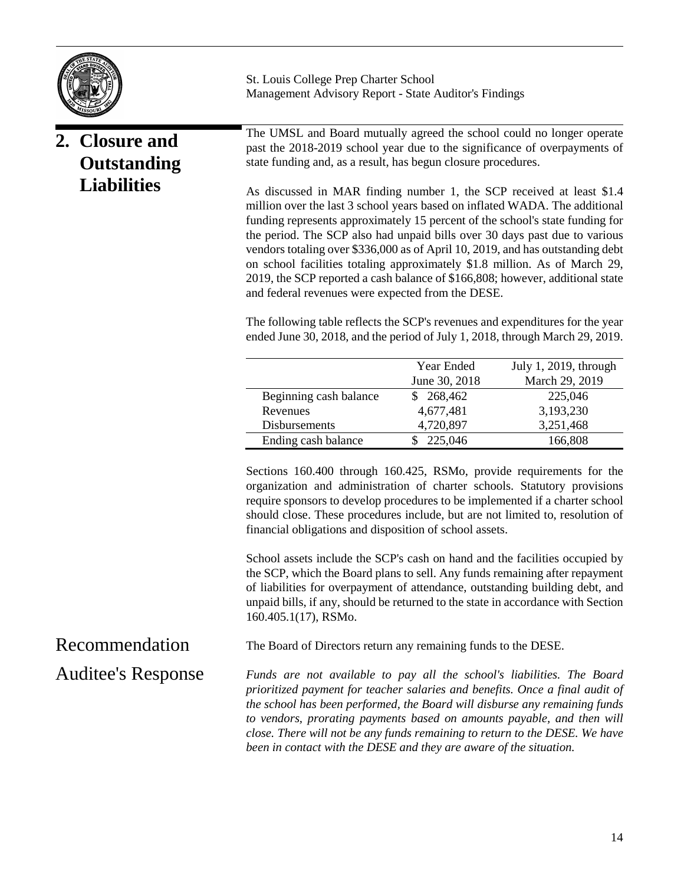## 2. Closure and Outstanding Liabilities

The UMSL and Board mutually agreed the school could no longer operate past the 2018-2019 school year due to the significance of overpayments of state funding and, as a result, has begun closure procedures.

As discussed in MAR finding number 1, the SCP received at least $1.4 million over the last 3 school years based on inflated WADA. The additional funding represents approximately 15 percent of the school's state funding for the period. The SCP also had unpaid bills over 30 days past due to various vendors totaling over $336,000 as of April 10, 2019, and has outstanding debt on school facilities totaling approximately $1.8 million. As of March 29, 2019, the SCP reported a cash balance of $166,808; however, additional state and federal revenues were expected from the DESE.

The following table reflects the SCP's revenues and expenditures for the year ended June 30, 2018, and the period of July 1, 2018, through March 29, 2019.

| | Year Ended June 30, 2018 | July 1, 2019, through March 29, 2019 |
|---|---|---|
| Beginning cash balance | $ 268,462 | 225,046 |
| Revenues | 4,677,481 | 3,193,230 |
| Disbursements | 4,720,897 | 3,251,468 |
| Ending cash balance | $ 225,046 | 166,808 |

Sections 160.400 through 160.425, RSMo, provide requirements for the organization and administration of charter schools. Statutory provisions require sponsors to develop procedures to be implemented if a charter school should close. These procedures include, but are not limited to, resolution of financial obligations and disposition of school assets.

School assets include the SCP's cash on hand and the facilities occupied by the SCP, which the Board plans to sell. Any funds remaining after repayment of liabilities for overpayment of attendance, outstanding building debt, and unpaid bills, if any, should be returned to the state in accordance with Section 160.405.1(17), RSMo.

### Recommendation

The Board of Directors return any remaining funds to the DESE.

### Auditee's Response

*Funds are not available to pay all the school's liabilities. The Board prioritized payment for teacher salaries and benefits. Once a final audit of the school has been performed, the Board will disburse any remaining funds to vendors, prorating payments based on amounts payable, and then will close. There will not be any funds remaining to return to the DESE. We have been in contact with the DESE and they are aware of the situation.*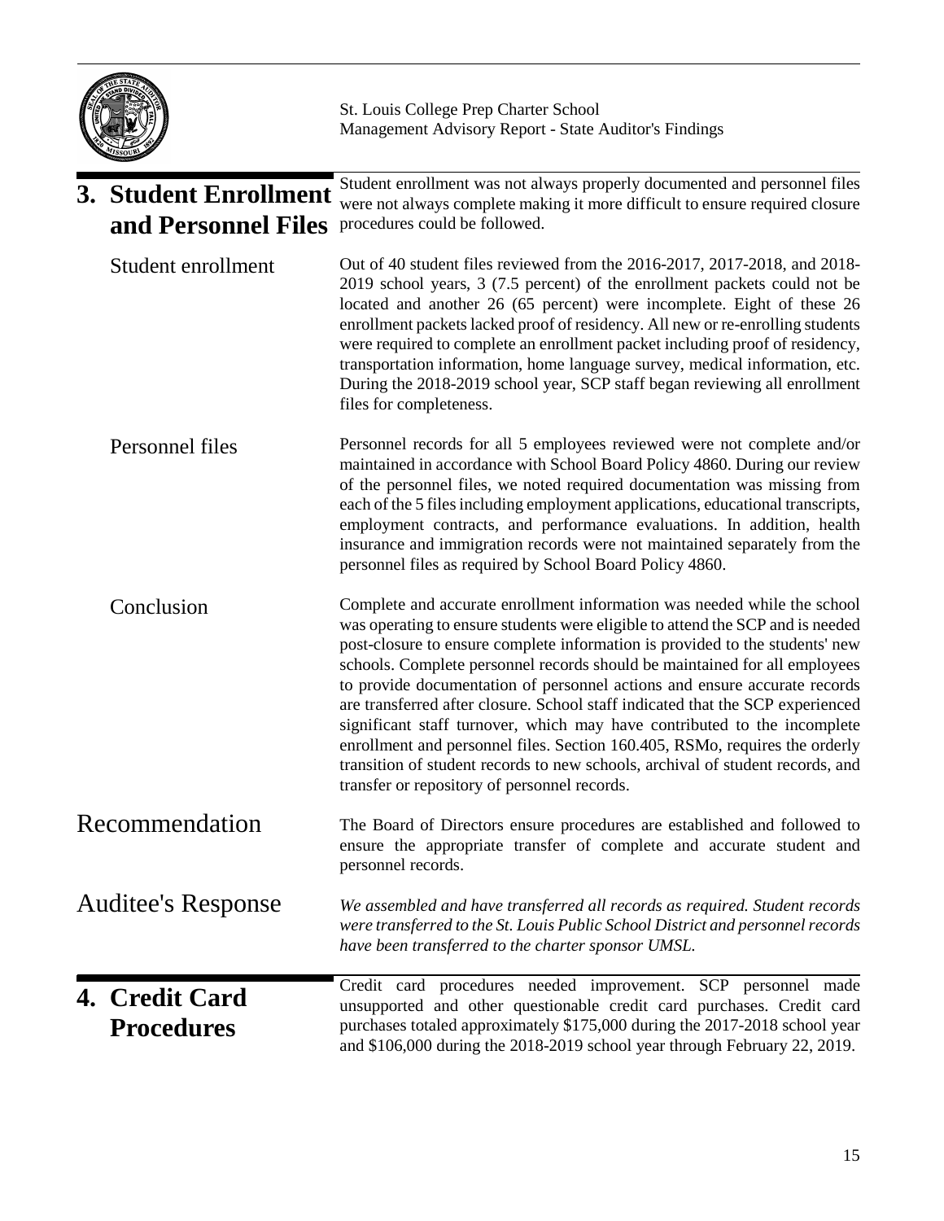## 3. Student Enrollment and Personnel Files

Student enrollment was not always properly documented and personnel files were not always complete making it more difficult to ensure required closure procedures could be followed.

### Student enrollment

Out of 40 student files reviewed from the 2016-2017, 2017-2018, and 2018-2019 school years, 3 (7.5 percent) of the enrollment packets could not be located and another 26 (65 percent) were incomplete. Eight of these 26 enrollment packets lacked proof of residency. All new or re-enrolling students were required to complete an enrollment packet including proof of residency, transportation information, home language survey, medical information, etc. During the 2018-2019 school year, SCP staff began reviewing all enrollment files for completeness.

### Personnel files

Personnel records for all 5 employees reviewed were not complete and/or maintained in accordance with School Board Policy 4860. During our review of the personnel files, we noted required documentation was missing from each of the 5 files including employment applications, educational transcripts, employment contracts, and performance evaluations. In addition, health insurance and immigration records were not maintained separately from the personnel files as required by School Board Policy 4860.

### Conclusion

Complete and accurate enrollment information was needed while the school was operating to ensure students were eligible to attend the SCP and is needed post-closure to ensure complete information is provided to the students' new schools. Complete personnel records should be maintained for all employees to provide documentation of personnel actions and ensure accurate records are transferred after closure. School staff indicated that the SCP experienced significant staff turnover, which may have contributed to the incomplete enrollment and personnel files. Section 160.405, RSMo, requires the orderly transition of student records to new schools, archival of student records, and transfer or repository of personnel records.

## Recommendation

The Board of Directors ensure procedures are established and followed to ensure the appropriate transfer of complete and accurate student and personnel records.

## Auditee's Response

*We assembled and have transferred all records as required. Student records were transferred to the St. Louis Public School District and personnel records have been transferred to the charter sponsor UMSL.*

## 4. Credit Card Procedures

Credit card procedures needed improvement. SCP personnel made unsupported and other questionable credit card purchases. Credit card purchases totaled approximately $175,000 during the 2017-2018 school year and $106,000 during the 2018-2019 school year through February 22, 2019.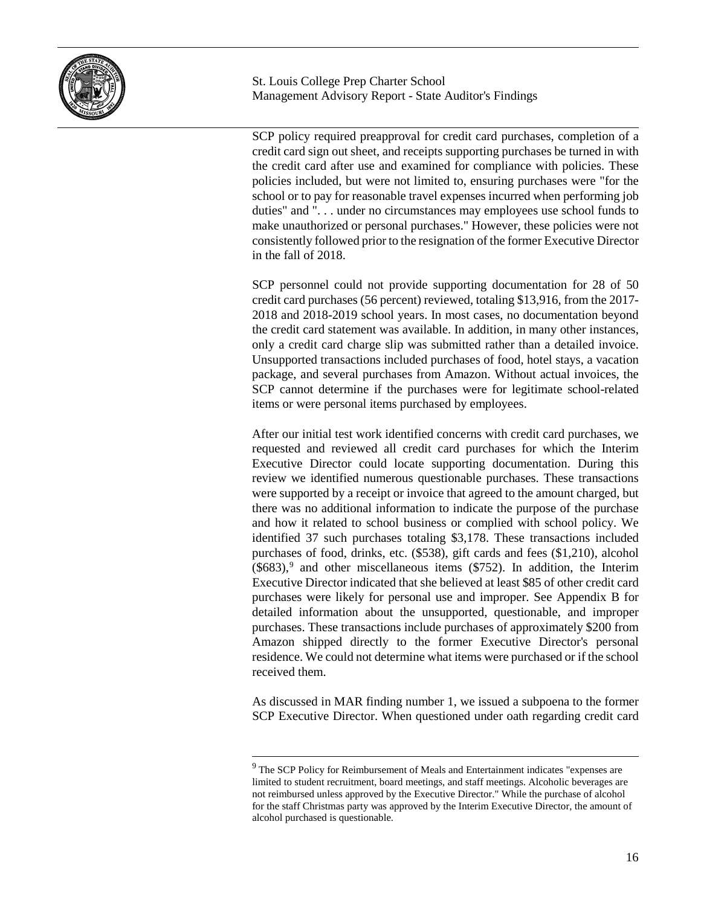SCP policy required preapproval for credit card purchases, completion of a credit card sign out sheet, and receipts supporting purchases be turned in with the credit card after use and examined for compliance with policies. These policies included, but were not limited to, ensuring purchases were "for the school or to pay for reasonable travel expenses incurred when performing job duties" and ". . . under no circumstances may employees use school funds to make unauthorized or personal purchases." However, these policies were not consistently followed prior to the resignation of the former Executive Director in the fall of 2018.

SCP personnel could not provide supporting documentation for 28 of 50 credit card purchases (56 percent) reviewed, totaling $13,916, from the 2017-2018 and 2018-2019 school years. In most cases, no documentation beyond the credit card statement was available. In addition, in many other instances, only a credit card charge slip was submitted rather than a detailed invoice. Unsupported transactions included purchases of food, hotel stays, a vacation package, and several purchases from Amazon. Without actual invoices, the SCP cannot determine if the purchases were for legitimate school-related items or were personal items purchased by employees.

After our initial test work identified concerns with credit card purchases, we requested and reviewed all credit card purchases for which the Interim Executive Director could locate supporting documentation. During this review we identified numerous questionable purchases. These transactions were supported by a receipt or invoice that agreed to the amount charged, but there was no additional information to indicate the purpose of the purchase and how it related to school business or complied with school policy. We identified 37 such purchases totaling $3,178. These transactions included purchases of food, drinks, etc. ($538), gift cards and fees ($1,210), alcohol ($683),[9] and other miscellaneous items ($752). In addition, the Interim Executive Director indicated that she believed at least $85 of other credit card purchases were likely for personal use and improper. See Appendix B for detailed information about the unsupported, questionable, and improper purchases. These transactions include purchases of approximately $200 from Amazon shipped directly to the former Executive Director's personal residence. We could not determine what items were purchased or if the school received them.

As discussed in MAR finding number 1, we issued a subpoena to the former SCP Executive Director. When questioned under oath regarding credit card

---

[9] The SCP Policy for Reimbursement of Meals and Entertainment indicates "expenses are limited to student recruitment, board meetings, and staff meetings. Alcoholic beverages are not reimbursed unless approved by the Executive Director." While the purchase of alcohol for the staff Christmas party was approved by the Interim Executive Director, the amount of alcohol purchased is questionable.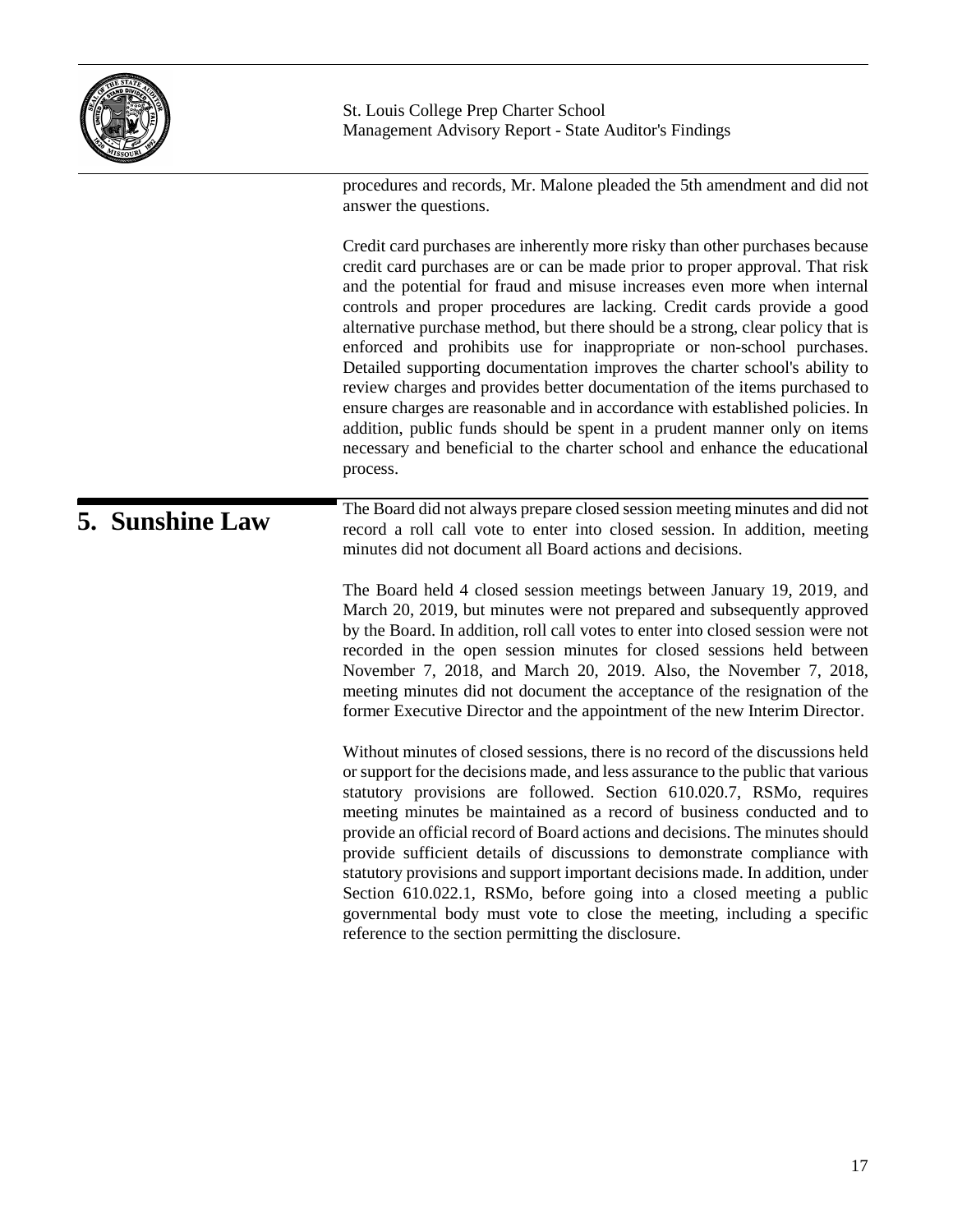procedures and records, Mr. Malone pleaded the 5th amendment and did not answer the questions.

Credit card purchases are inherently more risky than other purchases because credit card purchases are or can be made prior to proper approval. That risk and the potential for fraud and misuse increases even more when internal controls and proper procedures are lacking. Credit cards provide a good alternative purchase method, but there should be a strong, clear policy that is enforced and prohibits use for inappropriate or non-school purchases. Detailed supporting documentation improves the charter school's ability to review charges and provides better documentation of the items purchased to ensure charges are reasonable and in accordance with established policies. In addition, public funds should be spent in a prudent manner only on items necessary and beneficial to the charter school and enhance the educational process.

## 5. Sunshine Law

The Board did not always prepare closed session meeting minutes and did not record a roll call vote to enter into closed session. In addition, meeting minutes did not document all Board actions and decisions.

The Board held 4 closed session meetings between January 19, 2019, and March 20, 2019, but minutes were not prepared and subsequently approved by the Board. In addition, roll call votes to enter into closed session were not recorded in the open session minutes for closed sessions held between November 7, 2018, and March 20, 2019. Also, the November 7, 2018, meeting minutes did not document the acceptance of the resignation of the former Executive Director and the appointment of the new Interim Director.

Without minutes of closed sessions, there is no record of the discussions held or support for the decisions made, and less assurance to the public that various statutory provisions are followed. Section 610.020.7, RSMo, requires meeting minutes be maintained as a record of business conducted and to provide an official record of Board actions and decisions. The minutes should provide sufficient details of discussions to demonstrate compliance with statutory provisions and support important decisions made. In addition, under Section 610.022.1, RSMo, before going into a closed meeting a public governmental body must vote to close the meeting, including a specific reference to the section permitting the disclosure.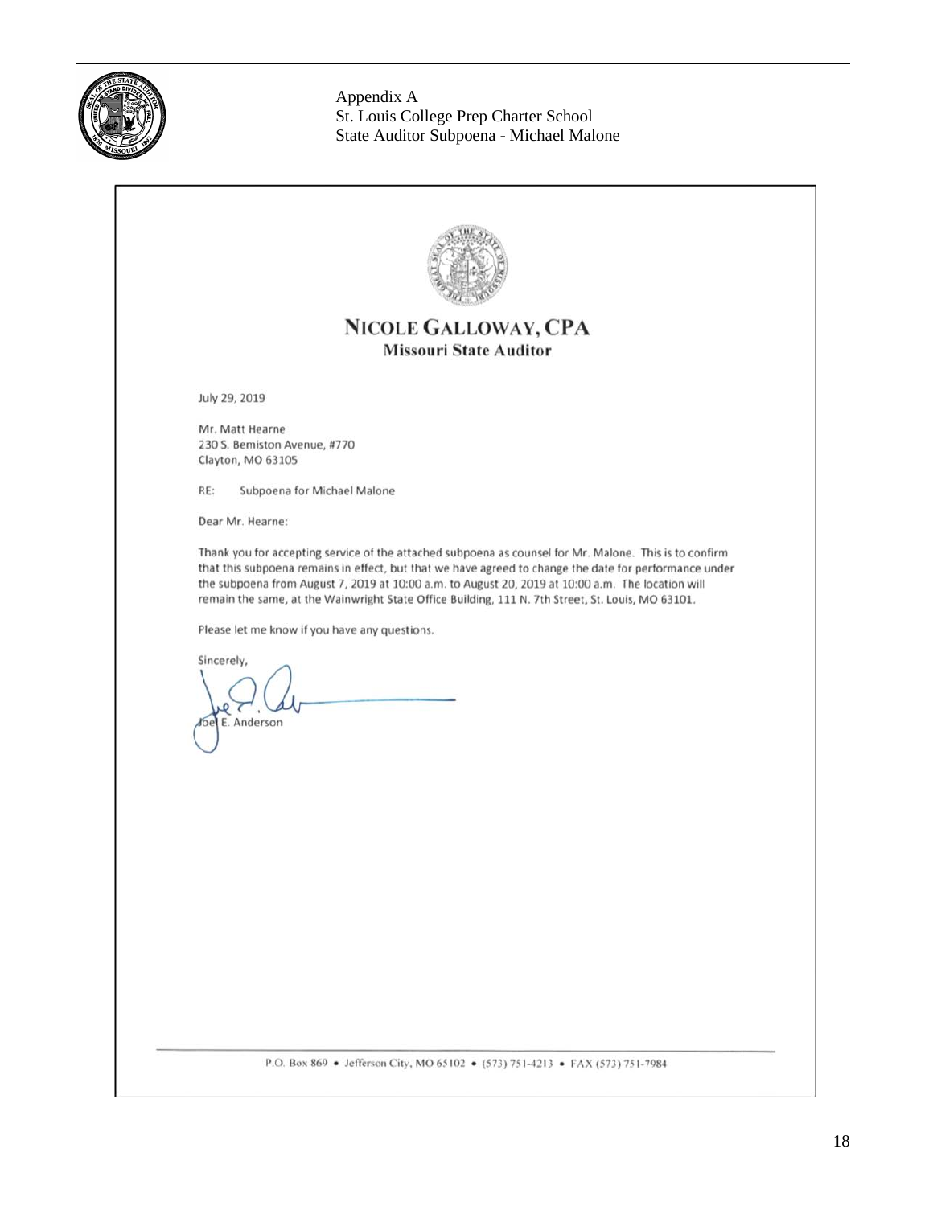Appendix A
St. Louis College Prep Charter School
State Auditor Subpoena - Michael Malone

**NICOLE GALLOWAY, CPA**
**Missouri State Auditor**

July 29, 2019

Mr. Matt Hearne
230 S. Bemiston Avenue, #770
Clayton, MO 63105

RE: Subpoena for Michael Malone

Dear Mr. Hearne:

Thank you for accepting service of the attached subpoena as counsel for Mr. Malone. This is to confirm that this subpoena remains in effect, but that we have agreed to change the date for performance under the subpoena from August 7, 2019 at 10:00 a.m. to August 20, 2019 at 10:00 a.m. The location will remain the same, at the Wainwright State Office Building, 111 N. 7th Street, St. Louis, MO 63101.

Please let me know if you have any questions.

Sincerely,

Joel E. Anderson

P.O. Box 869 • Jefferson City, MO 65102 • (573) 751-4213 • FAX (573) 751-7984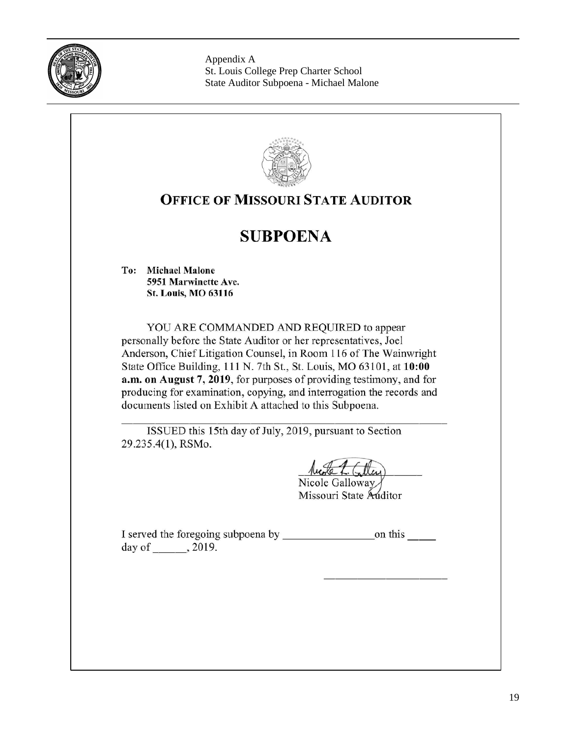Appendix A
St. Louis College Prep Charter School
State Auditor Subpoena - Michael Malone

# OFFICE OF MISSOURI STATE AUDITOR

## SUBPOENA

**To: Michael Malone**
**5951 Marwinette Ave.**
**St. Louis, MO 63116**

YOU ARE COMMANDED AND REQUIRED to appear personally before the State Auditor or her representatives, Joel Anderson, Chief Litigation Counsel, in Room 116 of The Wainwright State Office Building, 111 N. 7th St., St. Louis, MO 63101, at **10:00 a.m. on August 7, 2019**, for purposes of providing testimony, and for producing for examination, copying, and interrogation the records and documents listed on Exhibit A attached to this Subpoena.

ISSUED this 15th day of July, 2019, pursuant to Section 29.235.4(1), RSMo.

Nicole Galloway
Missouri State Auditor

I served the foregoing subpoena by ________________ on this _____ day of ______, 2019.

______________________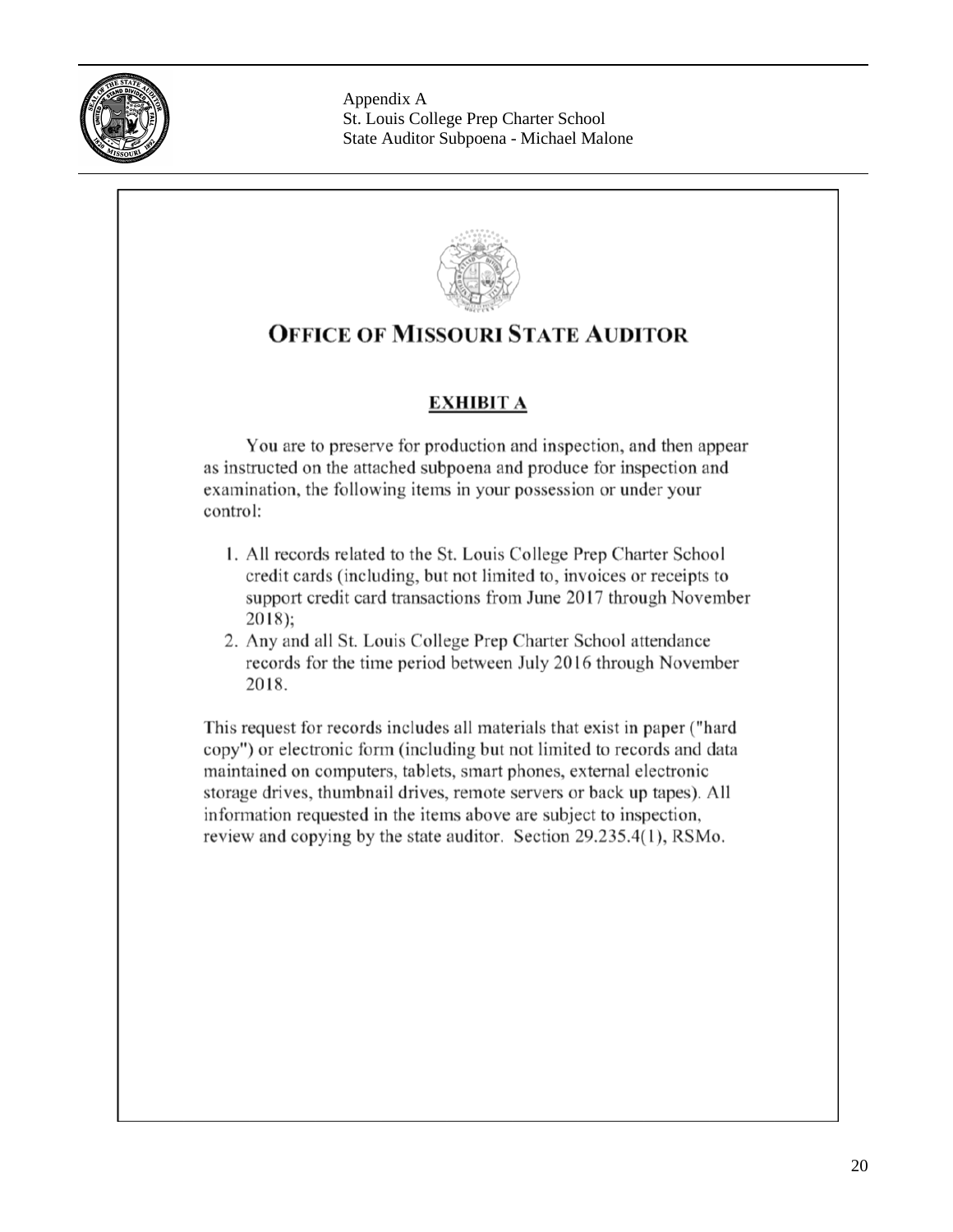Appendix A
St. Louis College Prep Charter School
State Auditor Subpoena - Michael Malone

# OFFICE OF MISSOURI STATE AUDITOR

## EXHIBIT A

You are to preserve for production and inspection, and then appear as instructed on the attached subpoena and produce for inspection and examination, the following items in your possession or under your control:

1. All records related to the St. Louis College Prep Charter School credit cards (including, but not limited to, invoices or receipts to support credit card transactions from June 2017 through November 2018);
2. Any and all St. Louis College Prep Charter School attendance records for the time period between July 2016 through November 2018.

This request for records includes all materials that exist in paper ("hard copy") or electronic form (including but not limited to records and data maintained on computers, tablets, smart phones, external electronic storage drives, thumbnail drives, remote servers or back up tapes). All information requested in the items above are subject to inspection, review and copying by the state auditor. Section 29.235.4(1), RSMo.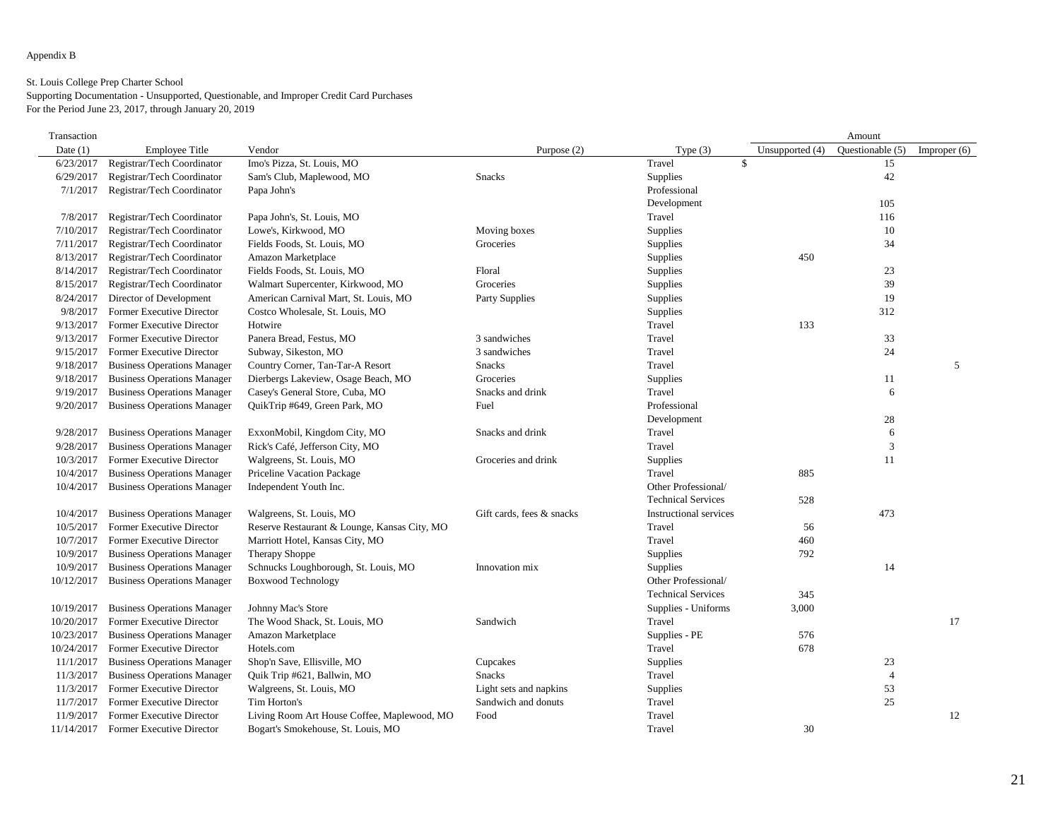Appendix B

St. Louis College Prep Charter School
Supporting Documentation - Unsupported, Questionable, and Improper Credit Card Purchases
For the Period June 23, 2017, through January 20, 2019

| Transaction Date (1) | Employee Title | Vendor | Purpose (2) | Type (3) | Amount Unsupported (4) | Questionable (5) | Improper (6) |
|---|---|---|---|---|---|---|---|
| 6/23/2017 | Registrar/Tech Coordinator | Imo's Pizza, St. Louis, MO | | Travel | $ | 15 | |
| 6/29/2017 | Registrar/Tech Coordinator | Sam's Club, Maplewood, MO | Snacks | Supplies | | 42 | |
| 7/1/2017 | Registrar/Tech Coordinator | Papa John's | | Professional Development | | 105 | |
| 7/8/2017 | Registrar/Tech Coordinator | Papa John's, St. Louis, MO | | Travel | | 116 | |
| 7/10/2017 | Registrar/Tech Coordinator | Lowe's, Kirkwood, MO | Moving boxes | Supplies | | 10 | |
| 7/11/2017 | Registrar/Tech Coordinator | Fields Foods, St. Louis, MO | Groceries | Supplies | | 34 | |
| 8/13/2017 | Registrar/Tech Coordinator | Amazon Marketplace | | Supplies | 450 | | |
| 8/14/2017 | Registrar/Tech Coordinator | Fields Foods, St. Louis, MO | Floral | Supplies | | 23 | |
| 8/15/2017 | Registrar/Tech Coordinator | Walmart Supercenter, Kirkwood, MO | Groceries | Supplies | | 39 | |
| 8/24/2017 | Director of Development | American Carnival Mart, St. Louis, MO | Party Supplies | Supplies | | 19 | |
| 9/8/2017 | Former Executive Director | Costco Wholesale, St. Louis, MO | | Supplies | | 312 | |
| 9/13/2017 | Former Executive Director | Hotwire | | Travel | 133 | | |
| 9/13/2017 | Former Executive Director | Panera Bread, Festus, MO | 3 sandwiches | Travel | | 33 | |
| 9/15/2017 | Former Executive Director | Subway, Sikeston, MO | 3 sandwiches | Travel | | 24 | |
| 9/18/2017 | Business Operations Manager | Country Corner, Tan-Tar-A Resort | Snacks | Travel | | | 5 |
| 9/18/2017 | Business Operations Manager | Dierbergs Lakeview, Osage Beach, MO | Groceries | Supplies | | 11 | |
| 9/19/2017 | Business Operations Manager | Casey's General Store, Cuba, MO | Snacks and drink | Travel | | 6 | |
| 9/20/2017 | Business Operations Manager | QuikTrip #649, Green Park, MO | Fuel | Professional Development | | 28 | |
| 9/28/2017 | Business Operations Manager | ExxonMobil, Kingdom City, MO | Snacks and drink | Travel | | 6 | |
| 9/28/2017 | Business Operations Manager | Rick's Café, Jefferson City, MO | | Travel | | 3 | |
| 10/3/2017 | Former Executive Director | Walgreens, St. Louis, MO | Groceries and drink | Supplies | | 11 | |
| 10/4/2017 | Business Operations Manager | Priceline Vacation Package | | Travel | 885 | | |
| 10/4/2017 | Business Operations Manager | Independent Youth Inc. | | Other Professional/ Technical Services | 528 | | |
| 10/4/2017 | Business Operations Manager | Walgreens, St. Louis, MO | Gift cards, fees & snacks | Instructional services | | 473 | |
| 10/5/2017 | Former Executive Director | Reserve Restaurant & Lounge, Kansas City, MO | | Travel | 56 | | |
| 10/7/2017 | Former Executive Director | Marriott Hotel, Kansas City, MO | | Travel | 460 | | |
| 10/9/2017 | Business Operations Manager | Therapy Shoppe | | Supplies | 792 | | |
| 10/9/2017 | Business Operations Manager | Schnucks Loughborough, St. Louis, MO | Innovation mix | Supplies | | 14 | |
| 10/12/2017 | Business Operations Manager | Boxwood Technology | | Other Professional/ Technical Services | 345 | | |
| 10/19/2017 | Business Operations Manager | Johnny Mac's Store | | Supplies - Uniforms | 3,000 | | |
| 10/20/2017 | Former Executive Director | The Wood Shack, St. Louis, MO | Sandwich | Travel | | | 17 |
| 10/23/2017 | Business Operations Manager | Amazon Marketplace | | Supplies - PE | 576 | | |
| 10/24/2017 | Former Executive Director | Hotels.com | | Travel | 678 | | |
| 11/1/2017 | Business Operations Manager | Shop'n Save, Ellisville, MO | Cupcakes | Supplies | | 23 | |
| 11/3/2017 | Business Operations Manager | Quik Trip #621, Ballwin, MO | Snacks | Travel | | 4 | |
| 11/3/2017 | Former Executive Director | Walgreens, St. Louis, MO | Light sets and napkins | Supplies | | 53 | |
| 11/7/2017 | Former Executive Director | Tim Horton's | Sandwich and donuts | Travel | | 25 | |
| 11/9/2017 | Former Executive Director | Living Room Art House Coffee, Maplewood, MO | Food | Travel | | | 12 |
| 11/14/2017 | Former Executive Director | Bogart's Smokehouse, St. Louis, MO | | Travel | 30 | | |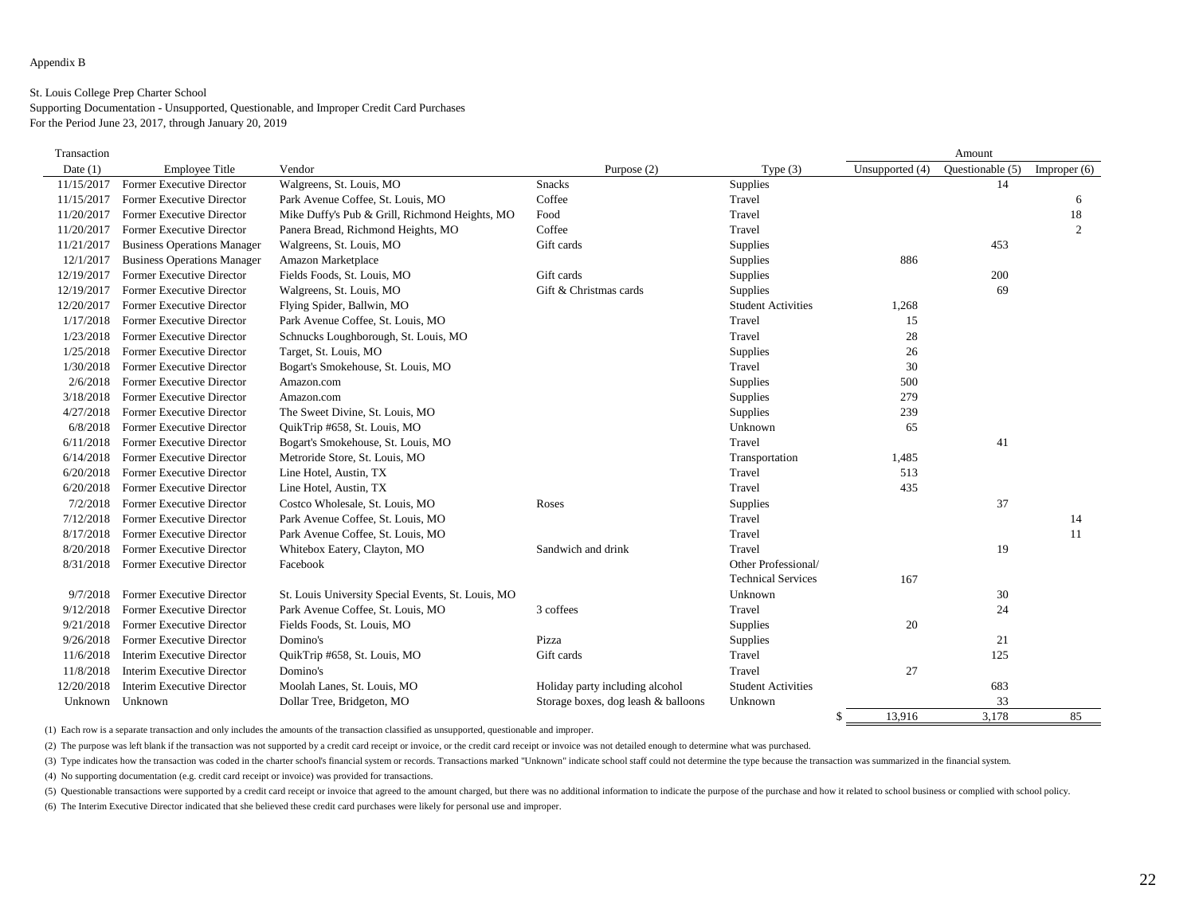Appendix B

St. Louis College Prep Charter School
Supporting Documentation - Unsupported, Questionable, and Improper Credit Card Purchases
For the Period June 23, 2017, through January 20, 2019

| Transaction Date (1) | Employee Title | Vendor | Purpose (2) | Type (3) | Amount Unsupported (4) | Questionable (5) | Improper (6) |
|---|---|---|---|---|---|---|---|
| 11/15/2017 | Former Executive Director | Walgreens, St. Louis, MO | Snacks | Supplies | | 14 | |
| 11/15/2017 | Former Executive Director | Park Avenue Coffee, St. Louis, MO | Coffee | Travel | | | 6 |
| 11/20/2017 | Former Executive Director | Mike Duffy's Pub & Grill, Richmond Heights, MO | Food | Travel | | | 18 |
| 11/20/2017 | Former Executive Director | Panera Bread, Richmond Heights, MO | Coffee | Travel | | | 2 |
| 11/21/2017 | Business Operations Manager | Walgreens, St. Louis, MO | Gift cards | Supplies | | 453 | |
| 12/1/2017 | Business Operations Manager | Amazon Marketplace | | Supplies | 886 | | |
| 12/19/2017 | Former Executive Director | Fields Foods, St. Louis, MO | Gift cards | Supplies | | 200 | |
| 12/19/2017 | Former Executive Director | Walgreens, St. Louis, MO | Gift & Christmas cards | Supplies | | 69 | |
| 12/20/2017 | Former Executive Director | Flying Spider, Ballwin, MO | | Student Activities | 1,268 | | |
| 1/17/2018 | Former Executive Director | Park Avenue Coffee, St. Louis, MO | | Travel | 15 | | |
| 1/23/2018 | Former Executive Director | Schnucks Loughborough, St. Louis, MO | | Travel | 28 | | |
| 1/25/2018 | Former Executive Director | Target, St. Louis, MO | | Supplies | 26 | | |
| 1/30/2018 | Former Executive Director | Bogart's Smokehouse, St. Louis, MO | | Travel | 30 | | |
| 2/6/2018 | Former Executive Director | Amazon.com | | Supplies | 500 | | |
| 3/18/2018 | Former Executive Director | Amazon.com | | Supplies | 279 | | |
| 4/27/2018 | Former Executive Director | The Sweet Divine, St. Louis, MO | | Supplies | 239 | | |
| 6/8/2018 | Former Executive Director | QuikTrip #658, St. Louis, MO | | Unknown | 65 | | |
| 6/11/2018 | Former Executive Director | Bogart's Smokehouse, St. Louis, MO | | Travel | | 41 | |
| 6/14/2018 | Former Executive Director | Metroride Store, St. Louis, MO | | Transportation | 1,485 | | |
| 6/20/2018 | Former Executive Director | Line Hotel, Austin, TX | | Travel | 513 | | |
| 6/20/2018 | Former Executive Director | Line Hotel, Austin, TX | | Travel | 435 | | |
| 7/2/2018 | Former Executive Director | Costco Wholesale, St. Louis, MO | Roses | Supplies | | 37 | |
| 7/12/2018 | Former Executive Director | Park Avenue Coffee, St. Louis, MO | | Travel | | | 14 |
| 8/17/2018 | Former Executive Director | Park Avenue Coffee, St. Louis, MO | | Travel | | | 11 |
| 8/20/2018 | Former Executive Director | Whitebox Eatery, Clayton, MO | Sandwich and drink | Travel | | 19 | |
| 8/31/2018 | Former Executive Director | Facebook | | Other Professional/ Technical Services | 167 | | |
| 9/7/2018 | Former Executive Director | St. Louis University Special Events, St. Louis, MO | | Unknown | | 30 | |
| 9/12/2018 | Former Executive Director | Park Avenue Coffee, St. Louis, MO | 3 coffees | Travel | | 24 | |
| 9/21/2018 | Former Executive Director | Fields Foods, St. Louis, MO | | Supplies | 20 | | |
| 9/26/2018 | Former Executive Director | Domino's | Pizza | Supplies | | 21 | |
| 11/6/2018 | Interim Executive Director | QuikTrip #658, St. Louis, MO | Gift cards | Travel | | 125 | |
| 11/8/2018 | Interim Executive Director | Domino's | | Travel | 27 | | |
| 12/20/2018 | Interim Executive Director | Moolah Lanes, St. Louis, MO | Holiday party including alcohol | Student Activities | | 683 | |
| Unknown | Unknown | Dollar Tree, Bridgeton, MO | Storage boxes, dog leash & balloons | Unknown | | 33 | |
| | | | | | $ 13,916 | 3,178 | 85 |

(1) Each row is a separate transaction and only includes the amounts of the transaction classified as unsupported, questionable and improper.

(2) The purpose was left blank if the transaction was not supported by a credit card receipt or invoice, or the credit card receipt or invoice was not detailed enough to determine what was purchased.

(3) Type indicates how the transaction was coded in the charter school's financial system or records. Transactions marked "Unknown" indicate school staff could not determine the type because the transaction was summarized in the financial system.

(4) No supporting documentation (e.g. credit card receipt or invoice) was provided for transactions.

(5) Questionable transactions were supported by a credit card receipt or invoice that agreed to the amount charged, but there was no additional information to indicate the purpose of the purchase and how it related to school business or complied with school policy.

(6) The Interim Executive Director indicated that she believed these credit card purchases were likely for personal use and improper.